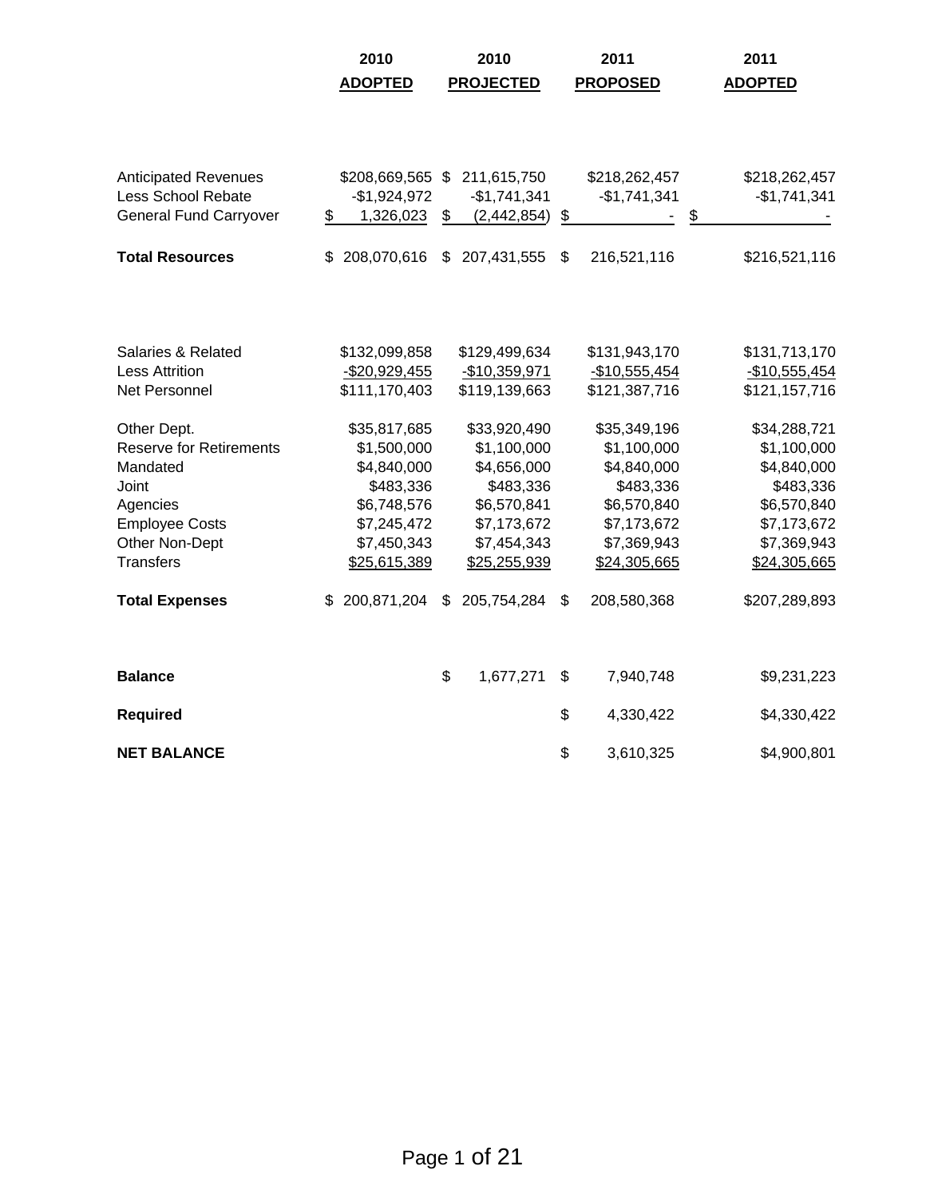| | 2010 ADOPTED | 2010 PROJECTED | 2011 PROPOSED | 2011 ADOPTED |
|---|---|---|---|---|
| Anticipated Revenues | $208,669,565 | $ 211,615,750 | $218,262,457 | $218,262,457 |
| Less School Rebate | -$1,924,972 | -$1,741,341 | -$1,741,341 | -$1,741,341 |
| General Fund Carryover | $ 1,326,023 | $ (2,442,854) | $ - | $ - |
| **Total Resources** | $ 208,070,616 | $ 207,431,555 | $ 216,521,116 | $216,521,116 |
| | | | | |
| Salaries & Related | $132,099,858 | $129,499,634 | $131,943,170 | $131,713,170 |
| Less Attrition | -$20,929,455 | -$10,359,971 | -$10,555,454 | -$10,555,454 |
| Net Personnel | $111,170,403 | $119,139,663 | $121,387,716 | $121,157,716 |
| | | | | |
| Other Dept. | $35,817,685 | $33,920,490 | $35,349,196 | $34,288,721 |
| Reserve for Retirements | $1,500,000 | $1,100,000 | $1,100,000 | $1,100,000 |
| Mandated | $4,840,000 | $4,656,000 | $4,840,000 | $4,840,000 |
| Joint | $483,336 | $483,336 | $483,336 | $483,336 |
| Agencies | $6,748,576 | $6,570,841 | $6,570,840 | $6,570,840 |
| Employee Costs | $7,245,472 | $7,173,672 | $7,173,672 | $7,173,672 |
| Other Non-Dept | $7,450,343 | $7,454,343 | $7,369,943 | $7,369,943 |
| Transfers | $25,615,389 | $25,255,939 | $24,305,665 | $24,305,665 |
| **Total Expenses** | $ 200,871,204 | $ 205,754,284 | $ 208,580,368 | $207,289,893 |
| | | | | |
| **Balance** | | $ 1,677,271 | $ 7,940,748 | $9,231,223 |
| **Required** | | | $ 4,330,422 | $4,330,422 |
| **NET BALANCE** | | | $ 3,610,325 | $4,900,801 |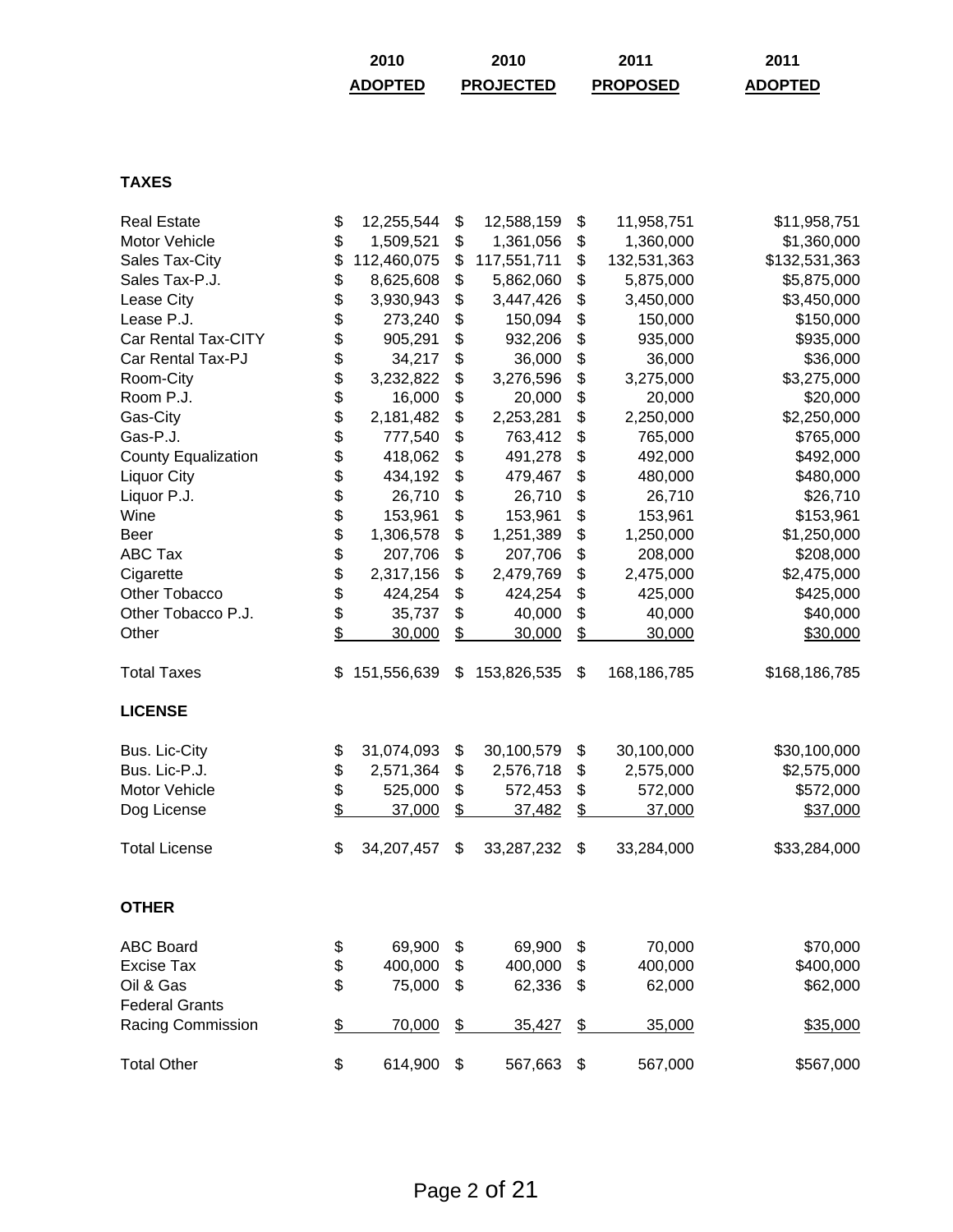| | 2010 ADOPTED | 2010 PROJECTED | 2011 PROPOSED | 2011 ADOPTED |
|---|---|---|---|---|
| **TAXES** | | | | |
| Real Estate | $ 12,255,544 | $ 12,588,159 | $ 11,958,751 | $11,958,751 |
| Motor Vehicle | $ 1,509,521 | $ 1,361,056 | $ 1,360,000 | $1,360,000 |
| Sales Tax-City | $ 112,460,075 | $ 117,551,711 | $ 132,531,363 | $132,531,363 |
| Sales Tax-P.J. | $ 8,625,608 | $ 5,862,060 | $ 5,875,000 | $5,875,000 |
| Lease City | $ 3,930,943 | $ 3,447,426 | $ 3,450,000 | $3,450,000 |
| Lease P.J. | $ 273,240 | $ 150,094 | $ 150,000 | $150,000 |
| Car Rental Tax-CITY | $ 905,291 | $ 932,206 | $ 935,000 | $935,000 |
| Car Rental Tax-PJ | $ 34,217 | $ 36,000 | $ 36,000 | $36,000 |
| Room-City | $ 3,232,822 | $ 3,276,596 | $ 3,275,000 | $3,275,000 |
| Room P.J. | $ 16,000 | $ 20,000 | $ 20,000 | $20,000 |
| Gas-City | $ 2,181,482 | $ 2,253,281 | $ 2,250,000 | $2,250,000 |
| Gas-P.J. | $ 777,540 | $ 763,412 | $ 765,000 | $765,000 |
| County Equalization | $ 418,062 | $ 491,278 | $ 492,000 | $492,000 |
| Liquor City | $ 434,192 | $ 479,467 | $ 480,000 | $480,000 |
| Liquor P.J. | $ 26,710 | $ 26,710 | $ 26,710 | $26,710 |
| Wine | $ 153,961 | $ 153,961 | $ 153,961 | $153,961 |
| Beer | $ 1,306,578 | $ 1,251,389 | $ 1,250,000 | $1,250,000 |
| ABC Tax | $ 207,706 | $ 207,706 | $ 208,000 | $208,000 |
| Cigarette | $ 2,317,156 | $ 2,479,769 | $ 2,475,000 | $2,475,000 |
| Other Tobacco | $ 424,254 | $ 424,254 | $ 425,000 | $425,000 |
| Other Tobacco P.J. | $ 35,737 | $ 40,000 | $ 40,000 | $40,000 |
| Other | $ 30,000 | $ 30,000 | $ 30,000 | $30,000 |
| Total Taxes | $ 151,556,639 | $ 153,826,535 | $ 168,186,785 | $168,186,785 |
| **LICENSE** | | | | |
| Bus. Lic-City | $ 31,074,093 | $ 30,100,579 | $ 30,100,000 | $30,100,000 |
| Bus. Lic-P.J. | $ 2,571,364 | $ 2,576,718 | $ 2,575,000 | $2,575,000 |
| Motor Vehicle | $ 525,000 | $ 572,453 | $ 572,000 | $572,000 |
| Dog License | $ 37,000 | $ 37,482 | $ 37,000 | $37,000 |
| Total License | $ 34,207,457 | $ 33,287,232 | $ 33,284,000 | $33,284,000 |
| **OTHER** | | | | |
| ABC Board | $ 69,900 | $ 69,900 | $ 70,000 | $70,000 |
| Excise Tax | $ 400,000 | $ 400,000 | $ 400,000 | $400,000 |
| Oil & Gas | $ 75,000 | $ 62,336 | $ 62,000 | $62,000 |
| Federal Grants | | | | |
| Racing Commission | $ 70,000 | $ 35,427 | $ 35,000 | $35,000 |
| Total Other | $ 614,900 | $ 567,663 | $ 567,000 | $567,000 |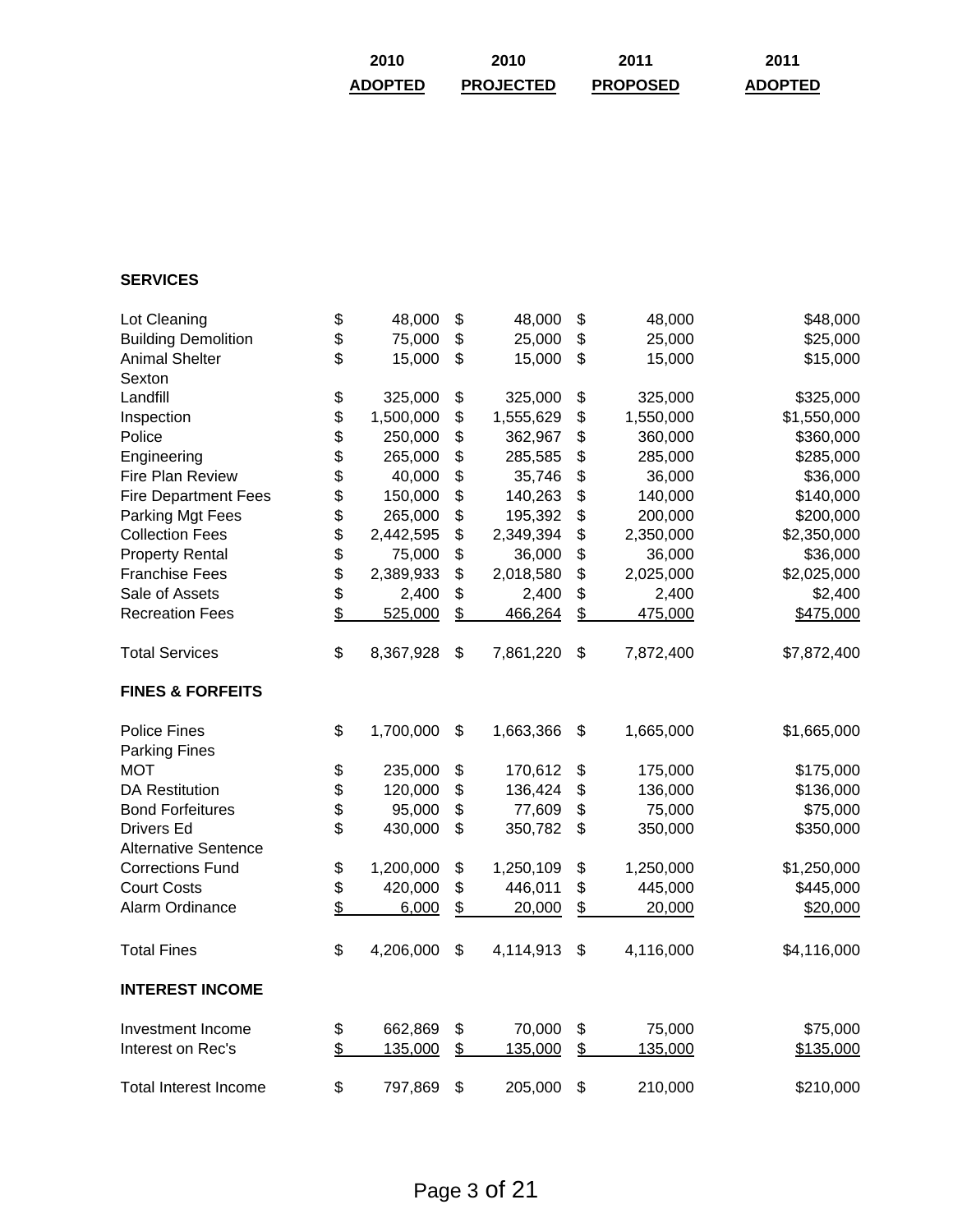| | 2010 ADOPTED | 2010 PROJECTED | 2011 PROPOSED | 2011 ADOPTED |
|---|---|---|---|---|
| **SERVICES** | | | | |
| Lot Cleaning | $ 48,000 | $ 48,000 | $ 48,000 | $48,000 |
| Building Demolition | $ 75,000 | $ 25,000 | $ 25,000 | $25,000 |
| Animal Shelter | $ 15,000 | $ 15,000 | $ 15,000 | $15,000 |
| Sexton Landfill | $ 325,000 | $ 325,000 | $ 325,000 | $325,000 |
| Inspection | $ 1,500,000 | $ 1,555,629 | $ 1,550,000 | $1,550,000 |
| Police | $ 250,000 | $ 362,967 | $ 360,000 | $360,000 |
| Engineering | $ 265,000 | $ 285,585 | $ 285,000 | $285,000 |
| Fire Plan Review | $ 40,000 | $ 35,746 | $ 36,000 | $36,000 |
| Fire Department Fees | $ 150,000 | $ 140,263 | $ 140,000 | $140,000 |
| Parking Mgt Fees | $ 265,000 | $ 195,392 | $ 200,000 | $200,000 |
| Collection Fees | $ 2,442,595 | $ 2,349,394 | $ 2,350,000 | $2,350,000 |
| Property Rental | $ 75,000 | $ 36,000 | $ 36,000 | $36,000 |
| Franchise Fees | $ 2,389,933 | $ 2,018,580 | $ 2,025,000 | $2,025,000 |
| Sale of Assets | $ 2,400 | $ 2,400 | $ 2,400 | $2,400 |
| Recreation Fees | $ 525,000 | $ 466,264 | $ 475,000 | $475,000 |
| Total Services | $ 8,367,928 | $ 7,861,220 | $ 7,872,400 | $7,872,400 |
| **FINES & FORFEITS** | | | | |
| Police Fines | $ 1,700,000 | $ 1,663,366 | $ 1,665,000 | $1,665,000 |
| Parking Fines MOT | $ 235,000 | $ 170,612 | $ 175,000 | $175,000 |
| DA Restitution | $ 120,000 | $ 136,424 | $ 136,000 | $136,000 |
| Bond Forfeitures | $ 95,000 | $ 77,609 | $ 75,000 | $75,000 |
| Drivers Ed | $ 430,000 | $ 350,782 | $ 350,000 | $350,000 |
| Alternative Sentence Corrections Fund | $ 1,200,000 | $ 1,250,109 | $ 1,250,000 | $1,250,000 |
| Court Costs | $ 420,000 | $ 446,011 | $ 445,000 | $445,000 |
| Alarm Ordinance | $ 6,000 | $ 20,000 | $ 20,000 | $20,000 |
| Total Fines | $ 4,206,000 | $ 4,114,913 | $ 4,116,000 | $4,116,000 |
| **INTEREST INCOME** | | | | |
| Investment Income | $ 662,869 | $ 70,000 | $ 75,000 | $75,000 |
| Interest on Rec's | $ 135,000 | $ 135,000 | $ 135,000 | $135,000 |
| Total Interest Income | $ 797,869 | $ 205,000 | $ 210,000 | $210,000 |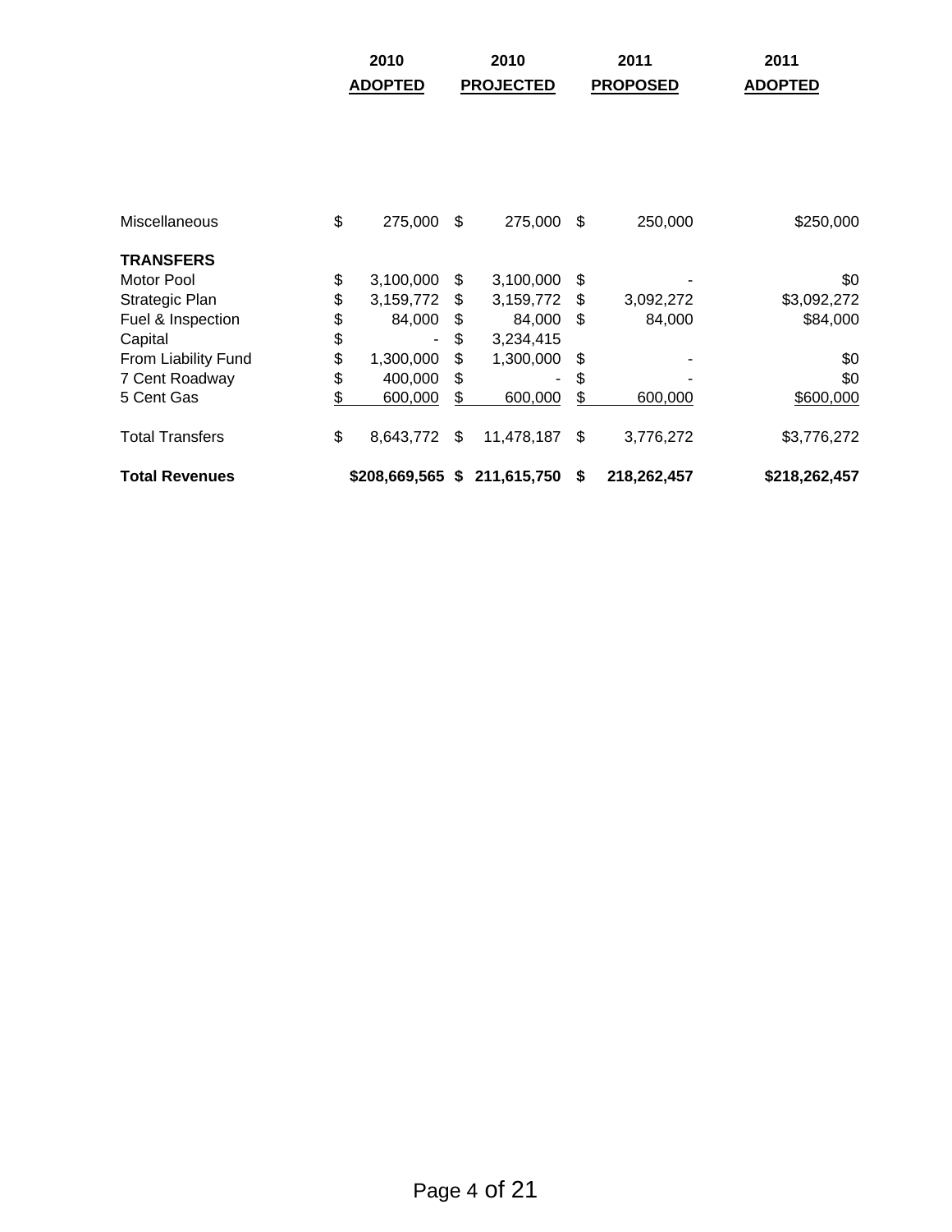| | 2010 ADOPTED | 2010 PROJECTED | 2011 PROPOSED | 2011 ADOPTED |
|---|---|---|---|---|
| Miscellaneous | $ 275,000 | $ 275,000 | $ 250,000 | $250,000 |
| **TRANSFERS** | | | | |
| Motor Pool | $ 3,100,000 | $ 3,100,000 | $ - | $0 |
| Strategic Plan | $ 3,159,772 | $ 3,159,772 | $ 3,092,272 | $3,092,272 |
| Fuel & Inspection | $ 84,000 | $ 84,000 | $ 84,000 | $84,000 |
| Capital | $ - | $ 3,234,415 | | |
| From Liability Fund | $ 1,300,000 | $ 1,300,000 | $ - | $0 |
| 7 Cent Roadway | $ 400,000 | $ - | $ - | $0 |
| 5 Cent Gas | $ 600,000 | $ 600,000 | $ 600,000 | $600,000 |
| Total Transfers | $ 8,643,772 | $ 11,478,187 | $ 3,776,272 | $3,776,272 |
| **Total Revenues** | **$208,669,565** | **$ 211,615,750** | **$ 218,262,457** | **$218,262,457** |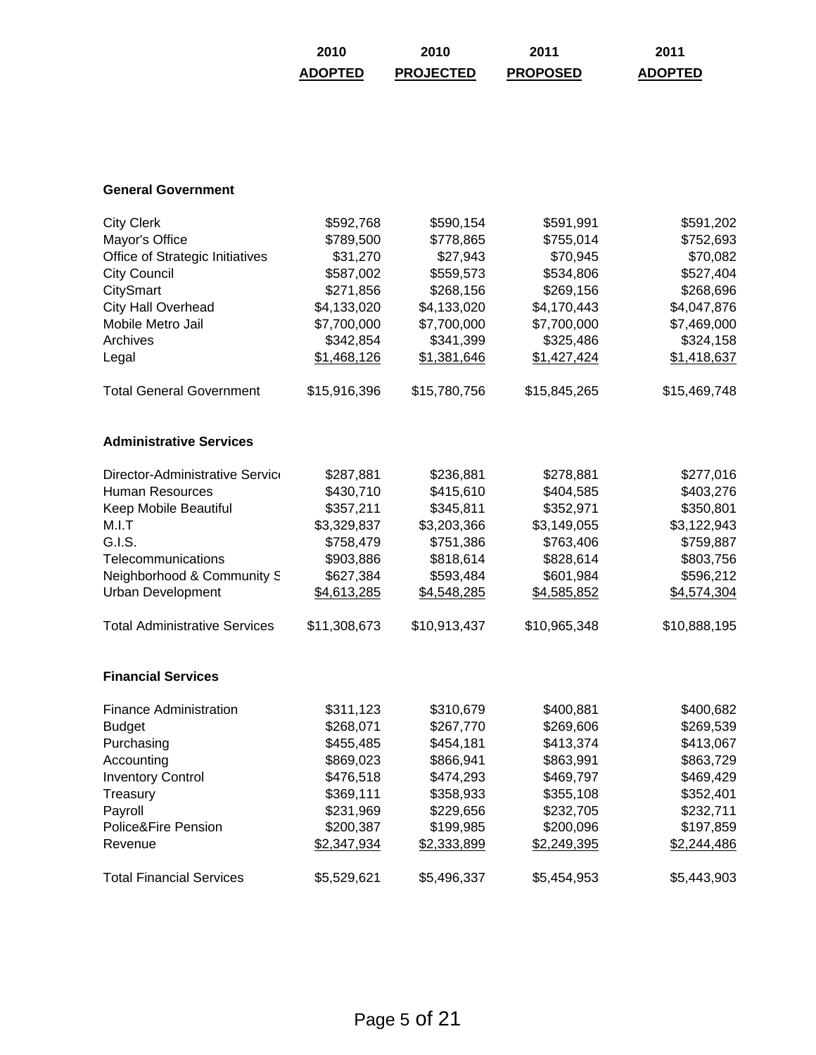| | 2010 ADOPTED | 2010 PROJECTED | 2011 PROPOSED | 2011 ADOPTED |
|---|---|---|---|---|
| **General Government** | | | | |
| City Clerk | $592,768 | $590,154 | $591,991 | $591,202 |
| Mayor's Office | $789,500 | $778,865 | $755,014 | $752,693 |
| Office of Strategic Initiatives | $31,270 | $27,943 | $70,945 | $70,082 |
| City Council | $587,002 | $559,573 | $534,806 | $527,404 |
| CitySmart | $271,856 | $268,156 | $269,156 | $268,696 |
| City Hall Overhead | $4,133,020 | $4,133,020 | $4,170,443 | $4,047,876 |
| Mobile Metro Jail | $7,700,000 | $7,700,000 | $7,700,000 | $7,469,000 |
| Archives | $342,854 | $341,399 | $325,486 | $324,158 |
| Legal | $1,468,126 | $1,381,646 | $1,427,424 | $1,418,637 |
| Total General Government | $15,916,396 | $15,780,756 | $15,845,265 | $15,469,748 |
| **Administrative Services** | | | | |
| Director-Administrative Servic | $287,881 | $236,881 | $278,881 | $277,016 |
| Human Resources | $430,710 | $415,610 | $404,585 | $403,276 |
| Keep Mobile Beautiful | $357,211 | $345,811 | $352,971 | $350,801 |
| M.I.T | $3,329,837 | $3,203,366 | $3,149,055 | $3,122,943 |
| G.I.S. | $758,479 | $751,386 | $763,406 | $759,887 |
| Telecommunications | $903,886 | $818,614 | $828,614 | $803,756 |
| Neighborhood & Community S | $627,384 | $593,484 | $601,984 | $596,212 |
| Urban Development | $4,613,285 | $4,548,285 | $4,585,852 | $4,574,304 |
| Total Administrative Services | $11,308,673 | $10,913,437 | $10,965,348 | $10,888,195 |
| **Financial Services** | | | | |
| Finance Administration | $311,123 | $310,679 | $400,881 | $400,682 |
| Budget | $268,071 | $267,770 | $269,606 | $269,539 |
| Purchasing | $455,485 | $454,181 | $413,374 | $413,067 |
| Accounting | $869,023 | $866,941 | $863,991 | $863,729 |
| Inventory Control | $476,518 | $474,293 | $469,797 | $469,429 |
| Treasury | $369,111 | $358,933 | $355,108 | $352,401 |
| Payroll | $231,969 | $229,656 | $232,705 | $232,711 |
| Police&Fire Pension | $200,387 | $199,985 | $200,096 | $197,859 |
| Revenue | $2,347,934 | $2,333,899 | $2,249,395 | $2,244,486 |
| Total Financial Services | $5,529,621 | $5,496,337 | $5,454,953 | $5,443,903 |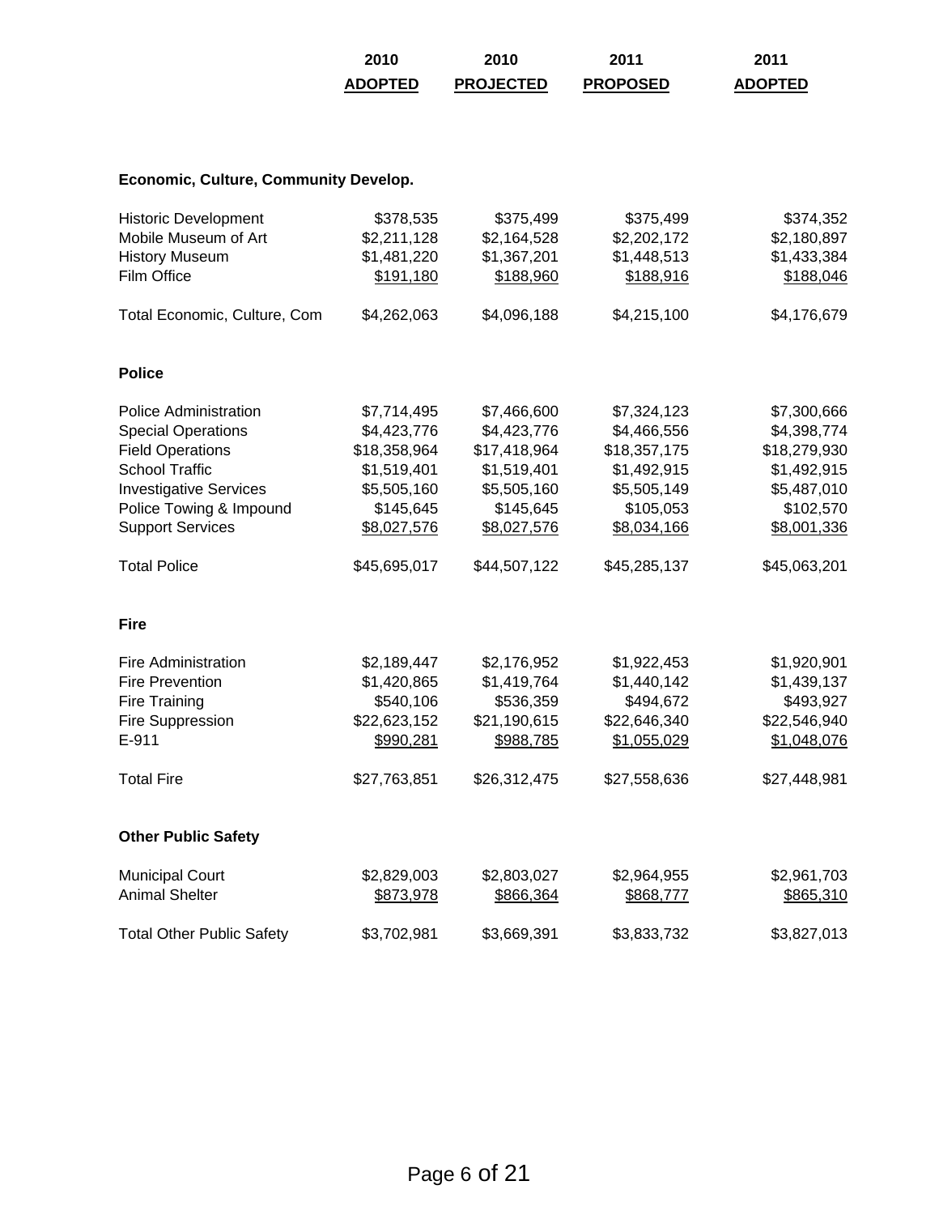| | 2010 ADOPTED | 2010 PROJECTED | 2011 PROPOSED | 2011 ADOPTED |
|---|---|---|---|---|
| **Economic, Culture, Community Develop.** | | | | |
| Historic Development | $378,535 | $375,499 | $375,499 | $374,352 |
| Mobile Museum of Art | $2,211,128 | $2,164,528 | $2,202,172 | $2,180,897 |
| History Museum | $1,481,220 | $1,367,201 | $1,448,513 | $1,433,384 |
| Film Office | $191,180 | $188,960 | $188,916 | $188,046 |
| Total Economic, Culture, Com | $4,262,063 | $4,096,188 | $4,215,100 | $4,176,679 |
| **Police** | | | | |
| Police Administration | $7,714,495 | $7,466,600 | $7,324,123 | $7,300,666 |
| Special Operations | $4,423,776 | $4,423,776 | $4,466,556 | $4,398,774 |
| Field Operations | $18,358,964 | $17,418,964 | $18,357,175 | $18,279,930 |
| School Traffic | $1,519,401 | $1,519,401 | $1,492,915 | $1,492,915 |
| Investigative Services | $5,505,160 | $5,505,160 | $5,505,149 | $5,487,010 |
| Police Towing & Impound | $145,645 | $145,645 | $105,053 | $102,570 |
| Support Services | $8,027,576 | $8,027,576 | $8,034,166 | $8,001,336 |
| Total Police | $45,695,017 | $44,507,122 | $45,285,137 | $45,063,201 |
| **Fire** | | | | |
| Fire Administration | $2,189,447 | $2,176,952 | $1,922,453 | $1,920,901 |
| Fire Prevention | $1,420,865 | $1,419,764 | $1,440,142 | $1,439,137 |
| Fire Training | $540,106 | $536,359 | $494,672 | $493,927 |
| Fire Suppression | $22,623,152 | $21,190,615 | $22,646,340 | $22,546,940 |
| E-911 | $990,281 | $988,785 | $1,055,029 | $1,048,076 |
| Total Fire | $27,763,851 | $26,312,475 | $27,558,636 | $27,448,981 |
| **Other Public Safety** | | | | |
| Municipal Court | $2,829,003 | $2,803,027 | $2,964,955 | $2,961,703 |
| Animal Shelter | $873,978 | $866,364 | $868,777 | $865,310 |
| Total Other Public Safety | $3,702,981 | $3,669,391 | $3,833,732 | $3,827,013 |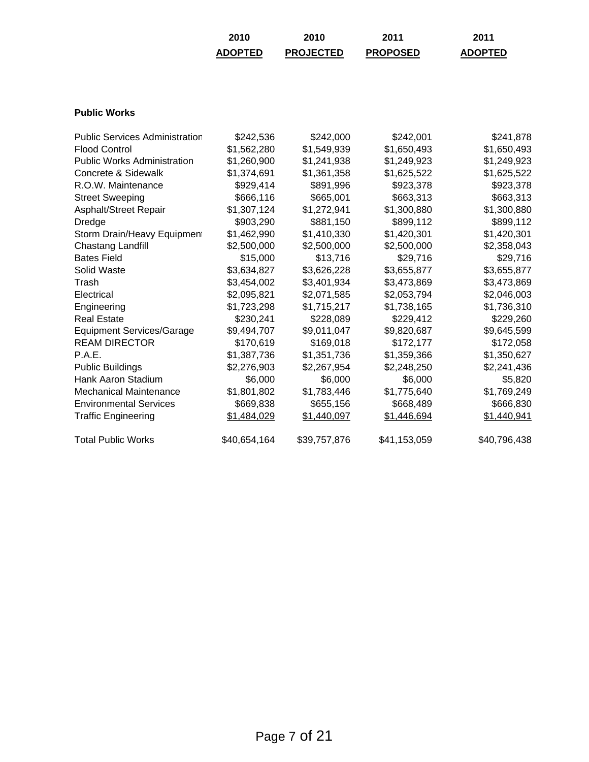| | 2010 ADOPTED | 2010 PROJECTED | 2011 PROPOSED | 2011 ADOPTED |
|---|---|---|---|---|
| **Public Works** | | | | |
| Public Services Administration | $242,536 | $242,000 | $242,001 | $241,878 |
| Flood Control | $1,562,280 | $1,549,939 | $1,650,493 | $1,650,493 |
| Public Works Administration | $1,260,900 | $1,241,938 | $1,249,923 | $1,249,923 |
| Concrete & Sidewalk | $1,374,691 | $1,361,358 | $1,625,522 | $1,625,522 |
| R.O.W. Maintenance | $929,414 | $891,996 | $923,378 | $923,378 |
| Street Sweeping | $666,116 | $665,001 | $663,313 | $663,313 |
| Asphalt/Street Repair | $1,307,124 | $1,272,941 | $1,300,880 | $1,300,880 |
| Dredge | $903,290 | $881,150 | $899,112 | $899,112 |
| Storm Drain/Heavy Equipment | $1,462,990 | $1,410,330 | $1,420,301 | $1,420,301 |
| Chastang Landfill | $2,500,000 | $2,500,000 | $2,500,000 | $2,358,043 |
| Bates Field | $15,000 | $13,716 | $29,716 | $29,716 |
| Solid Waste | $3,634,827 | $3,626,228 | $3,655,877 | $3,655,877 |
| Trash | $3,454,002 | $3,401,934 | $3,473,869 | $3,473,869 |
| Electrical | $2,095,821 | $2,071,585 | $2,053,794 | $2,046,003 |
| Engineering | $1,723,298 | $1,715,217 | $1,738,165 | $1,736,310 |
| Real Estate | $230,241 | $228,089 | $229,412 | $229,260 |
| Equipment Services/Garage | $9,494,707 | $9,011,047 | $9,820,687 | $9,645,599 |
| REAM DIRECTOR | $170,619 | $169,018 | $172,177 | $172,058 |
| P.A.E. | $1,387,736 | $1,351,736 | $1,359,366 | $1,350,627 |
| Public Buildings | $2,276,903 | $2,267,954 | $2,248,250 | $2,241,436 |
| Hank Aaron Stadium | $6,000 | $6,000 | $6,000 | $5,820 |
| Mechanical Maintenance | $1,801,802 | $1,783,446 | $1,775,640 | $1,769,249 |
| Environmental Services | $669,838 | $655,156 | $668,489 | $666,830 |
| Traffic Engineering | $1,484,029 | $1,440,097 | $1,446,694 | $1,440,941 |
| Total Public Works | $40,654,164 | $39,757,876 | $41,153,059 | $40,796,438 |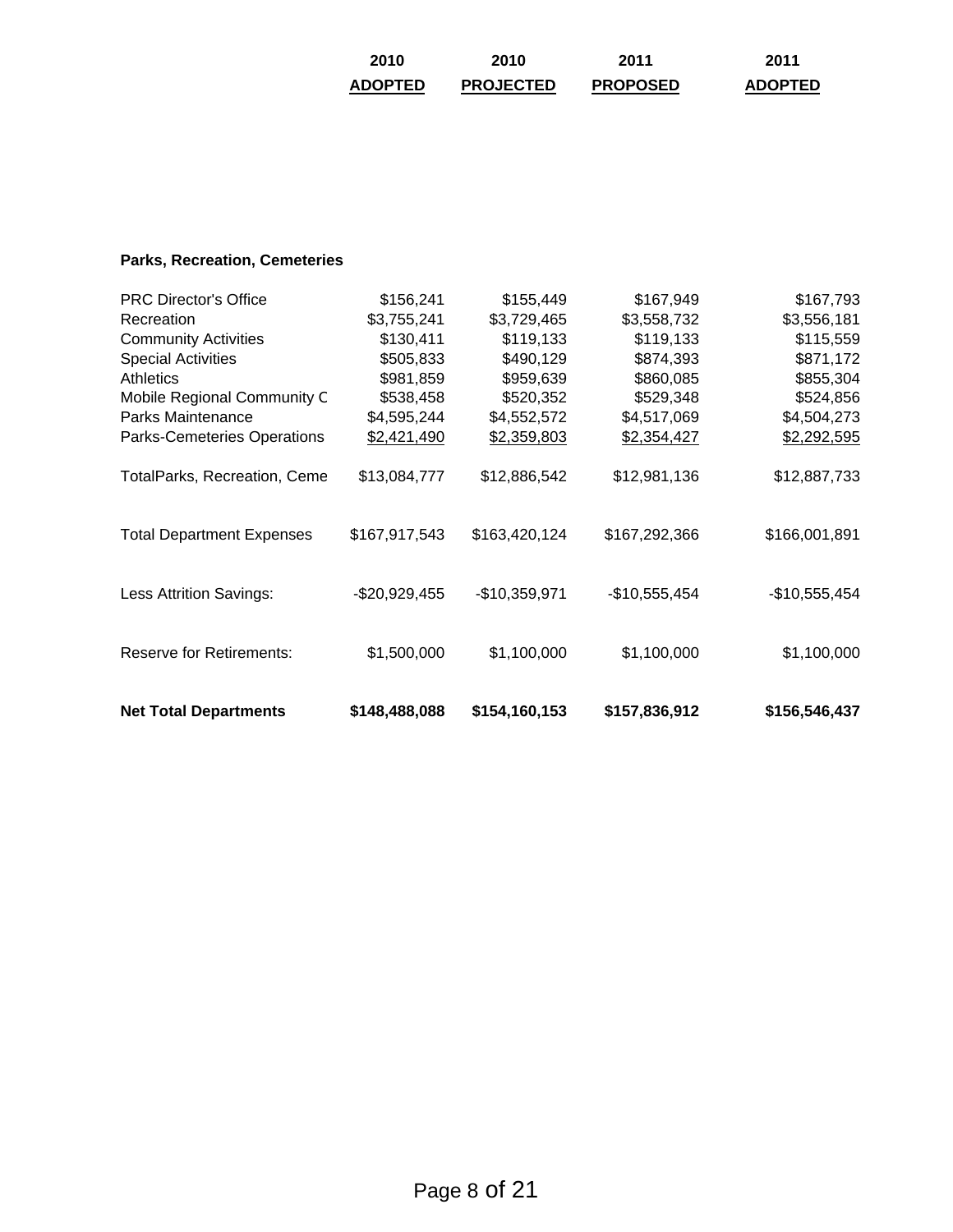| | 2010 ADOPTED | 2010 PROJECTED | 2011 PROPOSED | 2011 ADOPTED |
|---|---|---|---|---|
| **Parks, Recreation, Cemeteries** | | | | |
| PRC Director's Office | $156,241 | $155,449 | $167,949 | $167,793 |
| Recreation | $3,755,241 | $3,729,465 | $3,558,732 | $3,556,181 |
| Community Activities | $130,411 | $119,133 | $119,133 | $115,559 |
| Special Activities | $505,833 | $490,129 | $874,393 | $871,172 |
| Athletics | $981,859 | $959,639 | $860,085 | $855,304 |
| Mobile Regional Community C | $538,458 | $520,352 | $529,348 | $524,856 |
| Parks Maintenance | $4,595,244 | $4,552,572 | $4,517,069 | $4,504,273 |
| Parks-Cemeteries Operations | $2,421,490 | $2,359,803 | $2,354,427 | $2,292,595 |
| TotalParks, Recreation, Ceme | $13,084,777 | $12,886,542 | $12,981,136 | $12,887,733 |
| Total Department Expenses | $167,917,543 | $163,420,124 | $167,292,366 | $166,001,891 |
| Less Attrition Savings: | -$20,929,455 | -$10,359,971 | -$10,555,454 | -$10,555,454 |
| Reserve for Retirements: | $1,500,000 | $1,100,000 | $1,100,000 | $1,100,000 |
| **Net Total Departments** | **$148,488,088** | **$154,160,153** | **$157,836,912** | **$156,546,437** |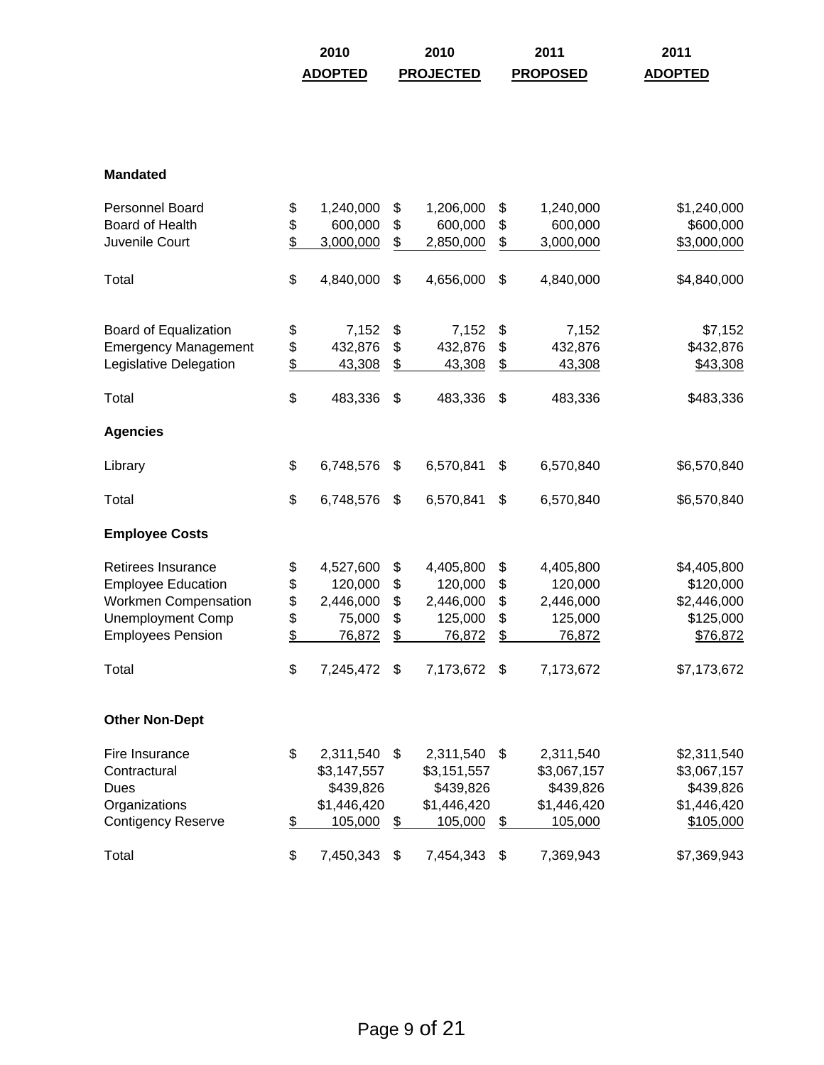| | 2010 ADOPTED | 2010 PROJECTED | 2011 PROPOSED | 2011 ADOPTED |
|---|---|---|---|---|
| **Mandated** | | | | |
| Personnel Board | $ 1,240,000 | $ 1,206,000 | $ 1,240,000 | $1,240,000 |
| Board of Health | $ 600,000 | $ 600,000 | $ 600,000 | $600,000 |
| Juvenile Court | $ 3,000,000 | $ 2,850,000 | $ 3,000,000 | $3,000,000 |
| Total | $ 4,840,000 | $ 4,656,000 | $ 4,840,000 | $4,840,000 |
| Board of Equalization | $ 7,152 | $ 7,152 | $ 7,152 | $7,152 |
| Emergency Management | $ 432,876 | $ 432,876 | $ 432,876 | $432,876 |
| Legislative Delegation | $ 43,308 | $ 43,308 | $ 43,308 | $43,308 |
| Total | $ 483,336 | $ 483,336 | $ 483,336 | $483,336 |
| **Agencies** | | | | |
| Library | $ 6,748,576 | $ 6,570,841 | $ 6,570,840 | $6,570,840 |
| Total | $ 6,748,576 | $ 6,570,841 | $ 6,570,840 | $6,570,840 |
| **Employee Costs** | | | | |
| Retirees Insurance | $ 4,527,600 | $ 4,405,800 | $ 4,405,800 | $4,405,800 |
| Employee Education | $ 120,000 | $ 120,000 | $ 120,000 | $120,000 |
| Workmen Compensation | $ 2,446,000 | $ 2,446,000 | $ 2,446,000 | $2,446,000 |
| Unemployment Comp | $ 75,000 | $ 125,000 | $ 125,000 | $125,000 |
| Employees Pension | $ 76,872 | $ 76,872 | $ 76,872 | $76,872 |
| Total | $ 7,245,472 | $ 7,173,672 | $ 7,173,672 | $7,173,672 |
| **Other Non-Dept** | | | | |
| Fire Insurance | $ 2,311,540 | $ 2,311,540 | $ 2,311,540 | $2,311,540 |
| Contractural | $3,147,557 | $3,151,557 | $3,067,157 | $3,067,157 |
| Dues | $439,826 | $439,826 | $439,826 | $439,826 |
| Organizations | $1,446,420 | $1,446,420 | $1,446,420 | $1,446,420 |
| Contigency Reserve | $ 105,000 | $ 105,000 | $ 105,000 | $105,000 |
| Total | $ 7,450,343 | $ 7,454,343 | $ 7,369,943 | $7,369,943 |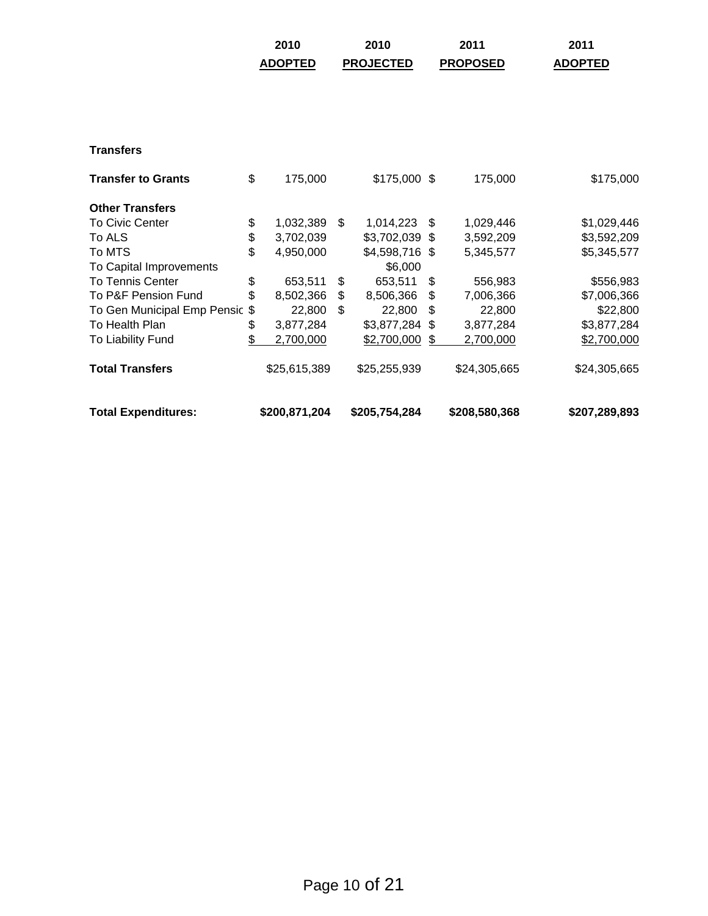| | 2010 ADOPTED | 2010 PROJECTED | 2011 PROPOSED | 2011 ADOPTED |
|---|---|---|---|---|
| **Transfers** | | | | |
| **Transfer to Grants** | $ 175,000 | $175,000 | $ 175,000 | $175,000 |
| **Other Transfers** | | | | |
| To Civic Center | $ 1,032,389 | $ 1,014,223 | $ 1,029,446 | $1,029,446 |
| To ALS | $ 3,702,039 | $3,702,039 | $ 3,592,209 | $3,592,209 |
| To MTS | $ 4,950,000 | $4,598,716 | $ 5,345,577 | $5,345,577 |
| To Capital Improvements | | $6,000 | | |
| To Tennis Center | $ 653,511 | $ 653,511 | $ 556,983 | $556,983 |
| To P&F Pension Fund | $ 8,502,366 | $ 8,506,366 | $ 7,006,366 | $7,006,366 |
| To Gen Municipal Emp Pensic | $ 22,800 | $ 22,800 | $ 22,800 | $22,800 |
| To Health Plan | $ 3,877,284 | $3,877,284 | $ 3,877,284 | $3,877,284 |
| To Liability Fund | $ 2,700,000 | $2,700,000 | $ 2,700,000 | $2,700,000 |
| **Total Transfers** | $25,615,389 | $25,255,939 | $24,305,665 | $24,305,665 |
| **Total Expenditures:** | **$200,871,204** | **$205,754,284** | **$208,580,368** | **$207,289,893** |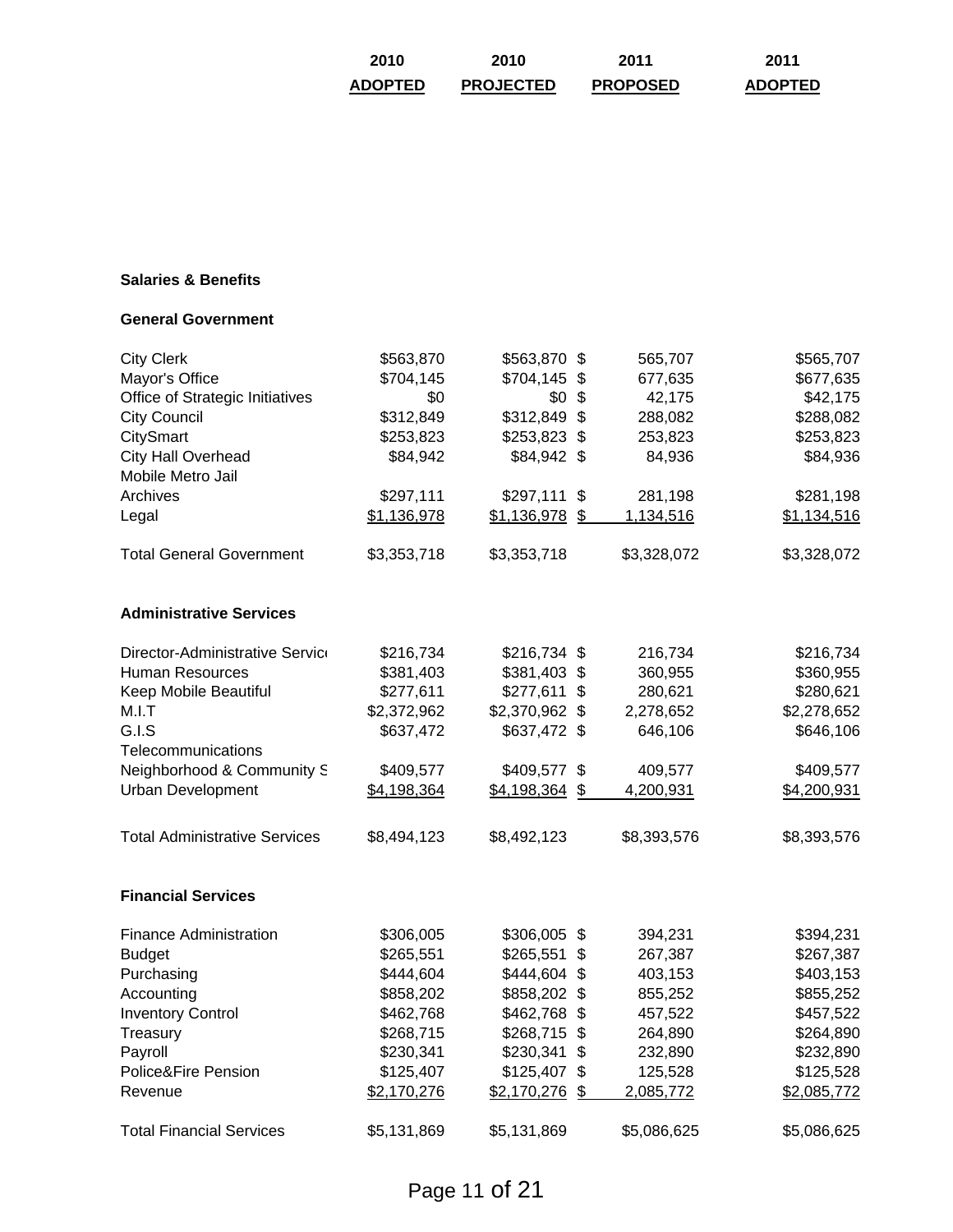| | 2010 ADOPTED | 2010 PROJECTED | 2011 PROPOSED | 2011 ADOPTED |
|---|---|---|---|---|
| **Salaries & Benefits** | | | | |
| **General Government** | | | | |
| City Clerk | $563,870 | $563,870 | $ 565,707 | $565,707 |
| Mayor's Office | $704,145 | $704,145 | $ 677,635 | $677,635 |
| Office of Strategic Initiatives | $0 | $0 | $ 42,175 | $42,175 |
| City Council | $312,849 | $312,849 | $ 288,082 | $288,082 |
| CitySmart | $253,823 | $253,823 | $ 253,823 | $253,823 |
| City Hall Overhead | $84,942 | $84,942 | $ 84,936 | $84,936 |
| Mobile Metro Jail | | | | |
| Archives | $297,111 | $297,111 | $ 281,198 | $281,198 |
| Legal | $1,136,978 | $1,136,978 | $ 1,134,516 | $1,134,516 |
| Total General Government | $3,353,718 | $3,353,718 | $3,328,072 | $3,328,072 |
| **Administrative Services** | | | | |
| Director-Administrative Servic | $216,734 | $216,734 | $ 216,734 | $216,734 |
| Human Resources | $381,403 | $381,403 | $ 360,955 | $360,955 |
| Keep Mobile Beautiful | $277,611 | $277,611 | $ 280,621 | $280,621 |
| M.I.T | $2,372,962 | $2,370,962 | $ 2,278,652 | $2,278,652 |
| G.I.S | $637,472 | $637,472 | $ 646,106 | $646,106 |
| Telecommunications | | | | |
| Neighborhood & Community S | $409,577 | $409,577 | $ 409,577 | $409,577 |
| Urban Development | $4,198,364 | $4,198,364 | $ 4,200,931 | $4,200,931 |
| Total Administrative Services | $8,494,123 | $8,492,123 | $8,393,576 | $8,393,576 |
| **Financial Services** | | | | |
| Finance Administration | $306,005 | $306,005 | $ 394,231 | $394,231 |
| Budget | $265,551 | $265,551 | $ 267,387 | $267,387 |
| Purchasing | $444,604 | $444,604 | $ 403,153 | $403,153 |
| Accounting | $858,202 | $858,202 | $ 855,252 | $855,252 |
| Inventory Control | $462,768 | $462,768 | $ 457,522 | $457,522 |
| Treasury | $268,715 | $268,715 | $ 264,890 | $264,890 |
| Payroll | $230,341 | $230,341 | $ 232,890 | $232,890 |
| Police&Fire Pension | $125,407 | $125,407 | $ 125,528 | $125,528 |
| Revenue | $2,170,276 | $2,170,276 | $ 2,085,772 | $2,085,772 |
| Total Financial Services | $5,131,869 | $5,131,869 | $5,086,625 | $5,086,625 |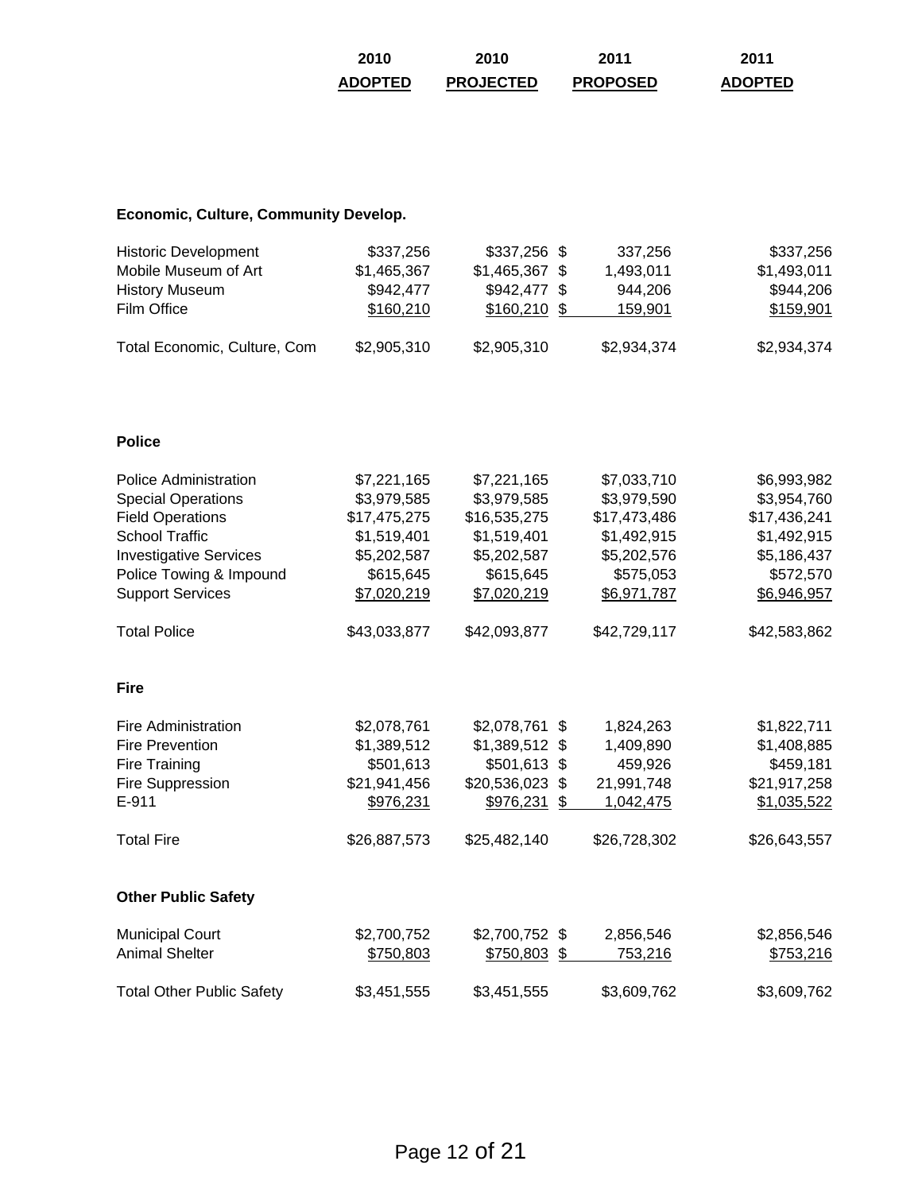| | 2010 ADOPTED | 2010 PROJECTED | 2011 PROPOSED | 2011 ADOPTED |
|---|---|---|---|---|
| **Economic, Culture, Community Develop.** | | | | |
| Historic Development | $337,256 | $337,256 | $ 337,256 | $337,256 |
| Mobile Museum of Art | $1,465,367 | $1,465,367 | $ 1,493,011 | $1,493,011 |
| History Museum | $942,477 | $942,477 | $ 944,206 | $944,206 |
| Film Office | $160,210 | $160,210 | $ 159,901 | $159,901 |
| Total Economic, Culture, Com | $2,905,310 | $2,905,310 | $2,934,374 | $2,934,374 |
| **Police** | | | | |
| Police Administration | $7,221,165 | $7,221,165 | $7,033,710 | $6,993,982 |
| Special Operations | $3,979,585 | $3,979,585 | $3,979,590 | $3,954,760 |
| Field Operations | $17,475,275 | $16,535,275 | $17,473,486 | $17,436,241 |
| School Traffic | $1,519,401 | $1,519,401 | $1,492,915 | $1,492,915 |
| Investigative Services | $5,202,587 | $5,202,587 | $5,202,576 | $5,186,437 |
| Police Towing & Impound | $615,645 | $615,645 | $575,053 | $572,570 |
| Support Services | $7,020,219 | $7,020,219 | $6,971,787 | $6,946,957 |
| Total Police | $43,033,877 | $42,093,877 | $42,729,117 | $42,583,862 |
| **Fire** | | | | |
| Fire Administration | $2,078,761 | $2,078,761 | $ 1,824,263 | $1,822,711 |
| Fire Prevention | $1,389,512 | $1,389,512 | $ 1,409,890 | $1,408,885 |
| Fire Training | $501,613 | $501,613 | $ 459,926 | $459,181 |
| Fire Suppression | $21,941,456 | $20,536,023 | $ 21,991,748 | $21,917,258 |
| E-911 | $976,231 | $976,231 | $ 1,042,475 | $1,035,522 |
| Total Fire | $26,887,573 | $25,482,140 | $26,728,302 | $26,643,557 |
| **Other Public Safety** | | | | |
| Municipal Court | $2,700,752 | $2,700,752 | $ 2,856,546 | $2,856,546 |
| Animal Shelter | $750,803 | $750,803 | $ 753,216 | $753,216 |
| Total Other Public Safety | $3,451,555 | $3,451,555 | $3,609,762 | $3,609,762 |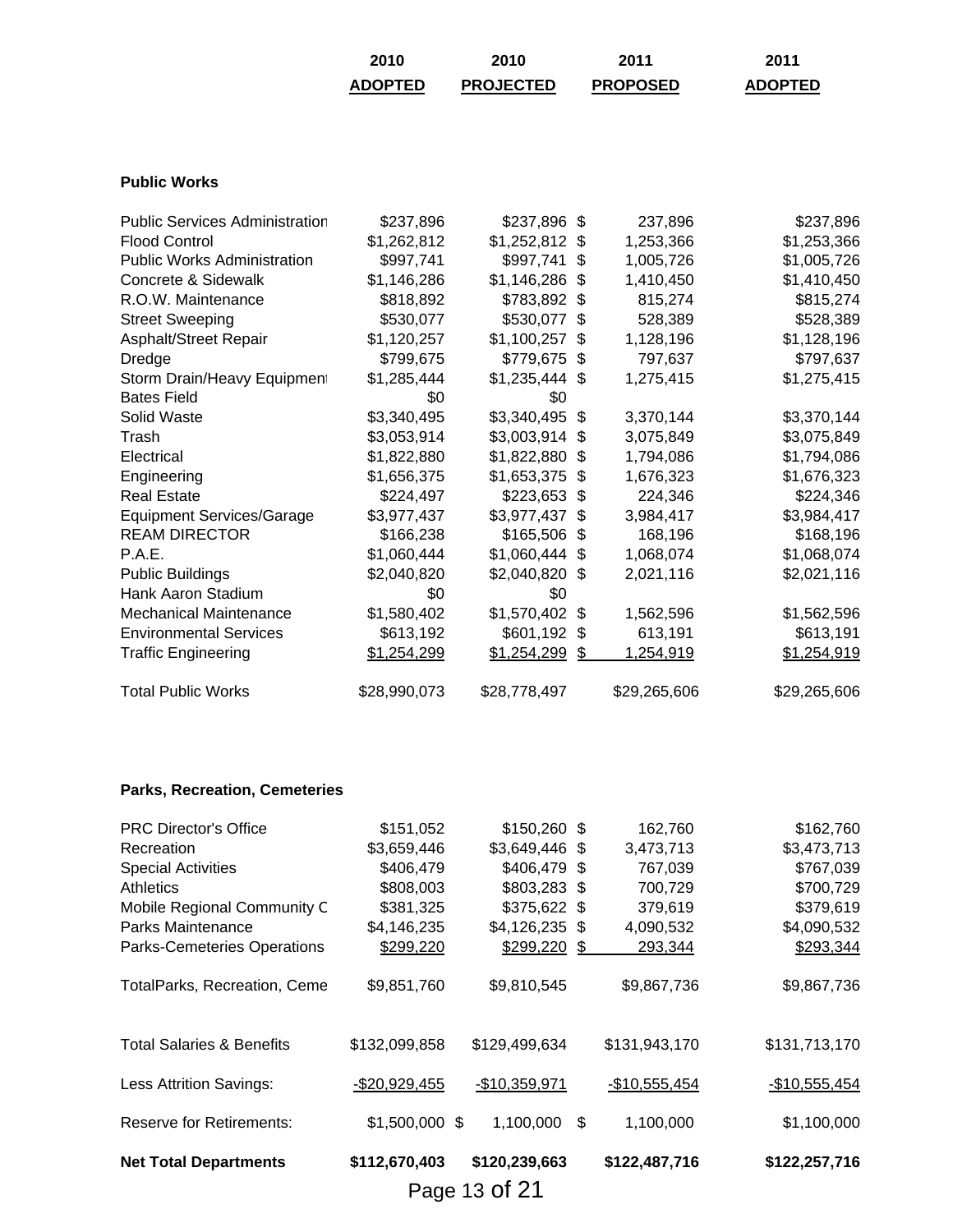| | 2010 ADOPTED | 2010 PROJECTED | 2011 PROPOSED | 2011 ADOPTED |
|---|---|---|---|---|
| **Public Works** | | | | |
| Public Services Administration | $237,896 | $237,896 | $ 237,896 | $237,896 |
| Flood Control | $1,262,812 | $1,252,812 | $ 1,253,366 | $1,253,366 |
| Public Works Administration | $997,741 | $997,741 | $ 1,005,726 | $1,005,726 |
| Concrete & Sidewalk | $1,146,286 | $1,146,286 | $ 1,410,450 | $1,410,450 |
| R.O.W. Maintenance | $818,892 | $783,892 | $ 815,274 | $815,274 |
| Street Sweeping | $530,077 | $530,077 | $ 528,389 | $528,389 |
| Asphalt/Street Repair | $1,120,257 | $1,100,257 | $ 1,128,196 | $1,128,196 |
| Dredge | $799,675 | $779,675 | $ 797,637 | $797,637 |
| Storm Drain/Heavy Equipment | $1,285,444 | $1,235,444 | $ 1,275,415 | $1,275,415 |
| Bates Field | $0 | $0 | | |
| Solid Waste | $3,340,495 | $3,340,495 | $ 3,370,144 | $3,370,144 |
| Trash | $3,053,914 | $3,003,914 | $ 3,075,849 | $3,075,849 |
| Electrical | $1,822,880 | $1,822,880 | $ 1,794,086 | $1,794,086 |
| Engineering | $1,656,375 | $1,653,375 | $ 1,676,323 | $1,676,323 |
| Real Estate | $224,497 | $223,653 | $ 224,346 | $224,346 |
| Equipment Services/Garage | $3,977,437 | $3,977,437 | $ 3,984,417 | $3,984,417 |
| REAM DIRECTOR | $166,238 | $165,506 | $ 168,196 | $168,196 |
| P.A.E. | $1,060,444 | $1,060,444 | $ 1,068,074 | $1,068,074 |
| Public Buildings | $2,040,820 | $2,040,820 | $ 2,021,116 | $2,021,116 |
| Hank Aaron Stadium | $0 | $0 | | |
| Mechanical Maintenance | $1,580,402 | $1,570,402 | $ 1,562,596 | $1,562,596 |
| Environmental Services | $613,192 | $601,192 | $ 613,191 | $613,191 |
| Traffic Engineering | $1,254,299 | $1,254,299 | $ 1,254,919 | $1,254,919 |
| Total Public Works | $28,990,073 | $28,778,497 | $29,265,606 | $29,265,606 |
| **Parks, Recreation, Cemeteries** | | | | |
| PRC Director's Office | $151,052 | $150,260 | $ 162,760 | $162,760 |
| Recreation | $3,659,446 | $3,649,446 | $ 3,473,713 | $3,473,713 |
| Special Activities | $406,479 | $406,479 | $ 767,039 | $767,039 |
| Athletics | $808,003 | $803,283 | $ 700,729 | $700,729 |
| Mobile Regional Community C | $381,325 | $375,622 | $ 379,619 | $379,619 |
| Parks Maintenance | $4,146,235 | $4,126,235 | $ 4,090,532 | $4,090,532 |
| Parks-Cemeteries Operations | $299,220 | $299,220 | $ 293,344 | $293,344 |
| TotalParks, Recreation, Ceme | $9,851,760 | $9,810,545 | $9,867,736 | $9,867,736 |
| Total Salaries & Benefits | $132,099,858 | $129,499,634 | $131,943,170 | $131,713,170 |
| Less Attrition Savings: | -$20,929,455 | -$10,359,971 | -$10,555,454 | -$10,555,454 |
| Reserve for Retirements: | $1,500,000 | $ 1,100,000 | $ 1,100,000 | $1,100,000 |
| **Net Total Departments** | **$112,670,403** | **$120,239,663** | **$122,487,716** | **$122,257,716** |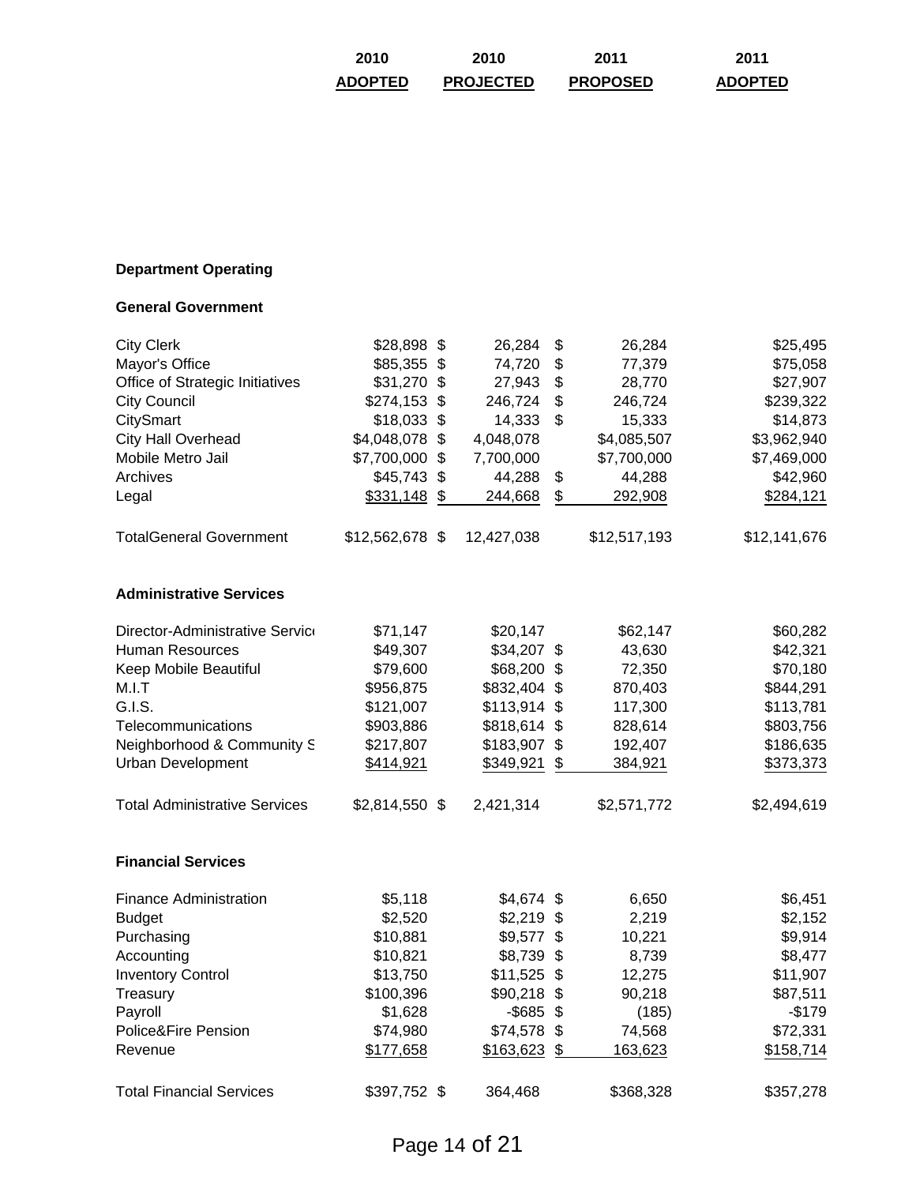| | 2010 ADOPTED | 2010 PROJECTED | 2011 PROPOSED | 2011 ADOPTED |
|---|---|---|---|---|
| **Department Operating** | | | | |
| **General Government** | | | | |
| City Clerk | $28,898 | $ 26,284 | $ 26,284 | $25,495 |
| Mayor's Office | $85,355 | $ 74,720 | $ 77,379 | $75,058 |
| Office of Strategic Initiatives | $31,270 | $ 27,943 | $ 28,770 | $27,907 |
| City Council | $274,153 | $ 246,724 | $ 246,724 | $239,322 |
| CitySmart | $18,033 | $ 14,333 | $ 15,333 | $14,873 |
| City Hall Overhead | $4,048,078 | $ 4,048,078 | $4,085,507 | $3,962,940 |
| Mobile Metro Jail | $7,700,000 | $ 7,700,000 | $7,700,000 | $7,469,000 |
| Archives | $45,743 | $ 44,288 | $ 44,288 | $42,960 |
| Legal | $331,148 | $ 244,668 | $ 292,908 | $284,121 |
| TotalGeneral Government | $12,562,678 | $ 12,427,038 | $12,517,193 | $12,141,676 |
| **Administrative Services** | | | | |
| Director-Administrative Servic | $71,147 | $20,147 | $62,147 | $60,282 |
| Human Resources | $49,307 | $34,207 | $ 43,630 | $42,321 |
| Keep Mobile Beautiful | $79,600 | $68,200 | $ 72,350 | $70,180 |
| M.I.T | $956,875 | $832,404 | $ 870,403 | $844,291 |
| G.I.S. | $121,007 | $113,914 | $ 117,300 | $113,781 |
| Telecommunications | $903,886 | $818,614 | $ 828,614 | $803,756 |
| Neighborhood & Community S | $217,807 | $183,907 | $ 192,407 | $186,635 |
| Urban Development | $414,921 | $349,921 | $ 384,921 | $373,373 |
| Total Administrative Services | $2,814,550 | $ 2,421,314 | $2,571,772 | $2,494,619 |
| **Financial Services** | | | | |
| Finance Administration | $5,118 | $4,674 | $ 6,650 | $6,451 |
| Budget | $2,520 | $2,219 | $ 2,219 | $2,152 |
| Purchasing | $10,881 | $9,577 | $ 10,221 | $9,914 |
| Accounting | $10,821 | $8,739 | $ 8,739 | $8,477 |
| Inventory Control | $13,750 | $11,525 | $ 12,275 | $11,907 |
| Treasury | $100,396 | $90,218 | $ 90,218 | $87,511 |
| Payroll | $1,628 | -$685 | $ (185) | -$179 |
| Police&Fire Pension | $74,980 | $74,578 | $ 74,568 | $72,331 |
| Revenue | $177,658 | $163,623 | $ 163,623 | $158,714 |
| Total Financial Services | $397,752 | $ 364,468 | $368,328 | $357,278 |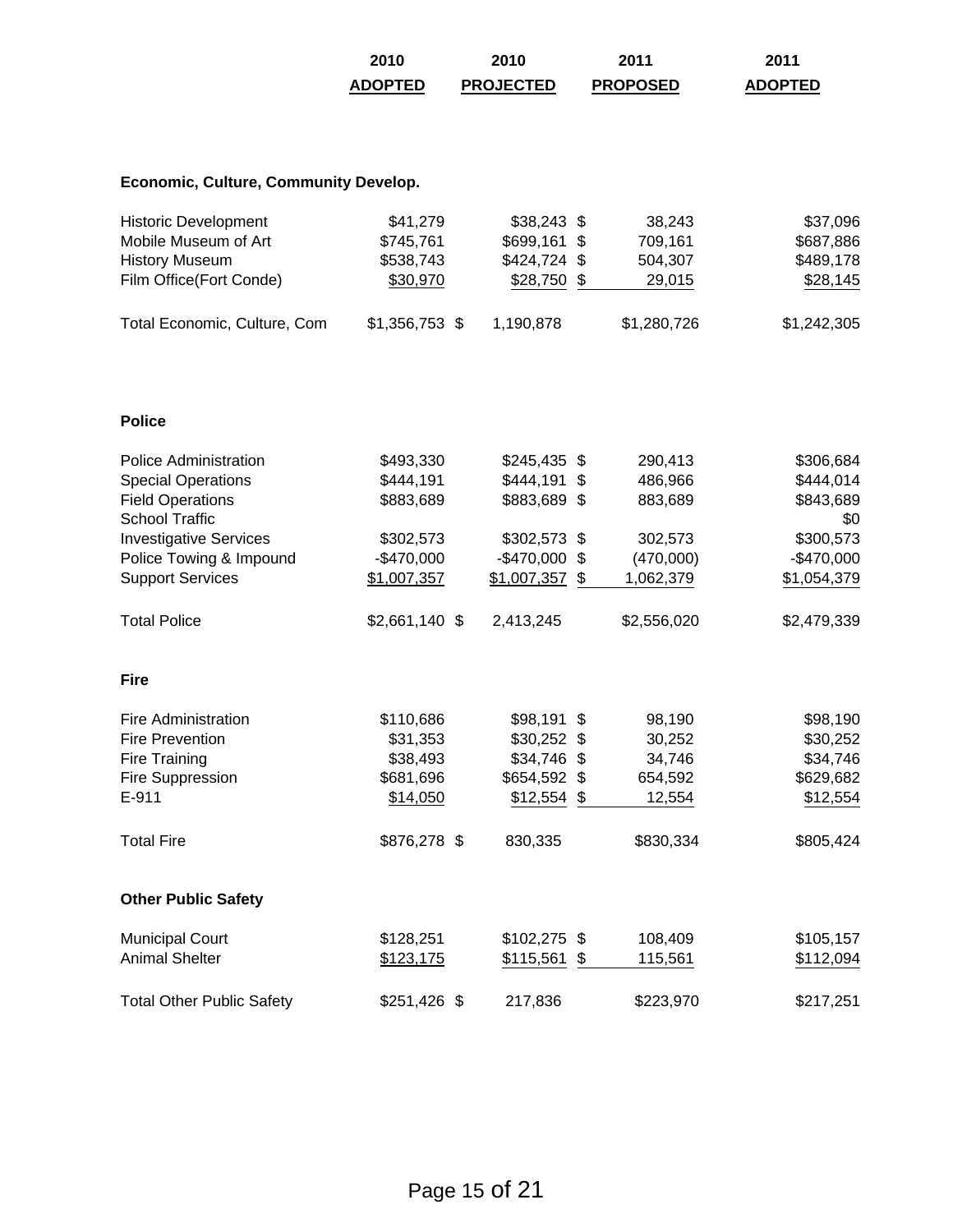| | 2010 ADOPTED | 2010 PROJECTED | 2011 PROPOSED | 2011 ADOPTED |
|---|---|---|---|---|
| **Economic, Culture, Community Develop.** | | | | |
| Historic Development | $41,279 | $38,243 | $ 38,243 | $37,096 |
| Mobile Museum of Art | $745,761 | $699,161 | $ 709,161 | $687,886 |
| History Museum | $538,743 | $424,724 | $ 504,307 | $489,178 |
| Film Office(Fort Conde) | $30,970 | $28,750 | $ 29,015 | $28,145 |
| Total Economic, Culture, Com | $1,356,753 | $ 1,190,878 | $1,280,726 | $1,242,305 |
| **Police** | | | | |
| Police Administration | $493,330 | $245,435 | $ 290,413 | $306,684 |
| Special Operations | $444,191 | $444,191 | $ 486,966 | $444,014 |
| Field Operations | $883,689 | $883,689 | $ 883,689 | $843,689 |
| School Traffic | | | | $0 |
| Investigative Services | $302,573 | $302,573 | $ 302,573 | $300,573 |
| Police Towing & Impound | -$470,000 | -$470,000 | $ (470,000) | -$470,000 |
| Support Services | $1,007,357 | $1,007,357 | $ 1,062,379 | $1,054,379 |
| Total Police | $2,661,140 | $ 2,413,245 | $2,556,020 | $2,479,339 |
| **Fire** | | | | |
| Fire Administration | $110,686 | $98,191 | $ 98,190 | $98,190 |
| Fire Prevention | $31,353 | $30,252 | $ 30,252 | $30,252 |
| Fire Training | $38,493 | $34,746 | $ 34,746 | $34,746 |
| Fire Suppression | $681,696 | $654,592 | $ 654,592 | $629,682 |
| E-911 | $14,050 | $12,554 | $ 12,554 | $12,554 |
| Total Fire | $876,278 | $ 830,335 | $830,334 | $805,424 |
| **Other Public Safety** | | | | |
| Municipal Court | $128,251 | $102,275 | $ 108,409 | $105,157 |
| Animal Shelter | $123,175 | $115,561 | $ 115,561 | $112,094 |
| Total Other Public Safety | $251,426 | $ 217,836 | $223,970 | $217,251 |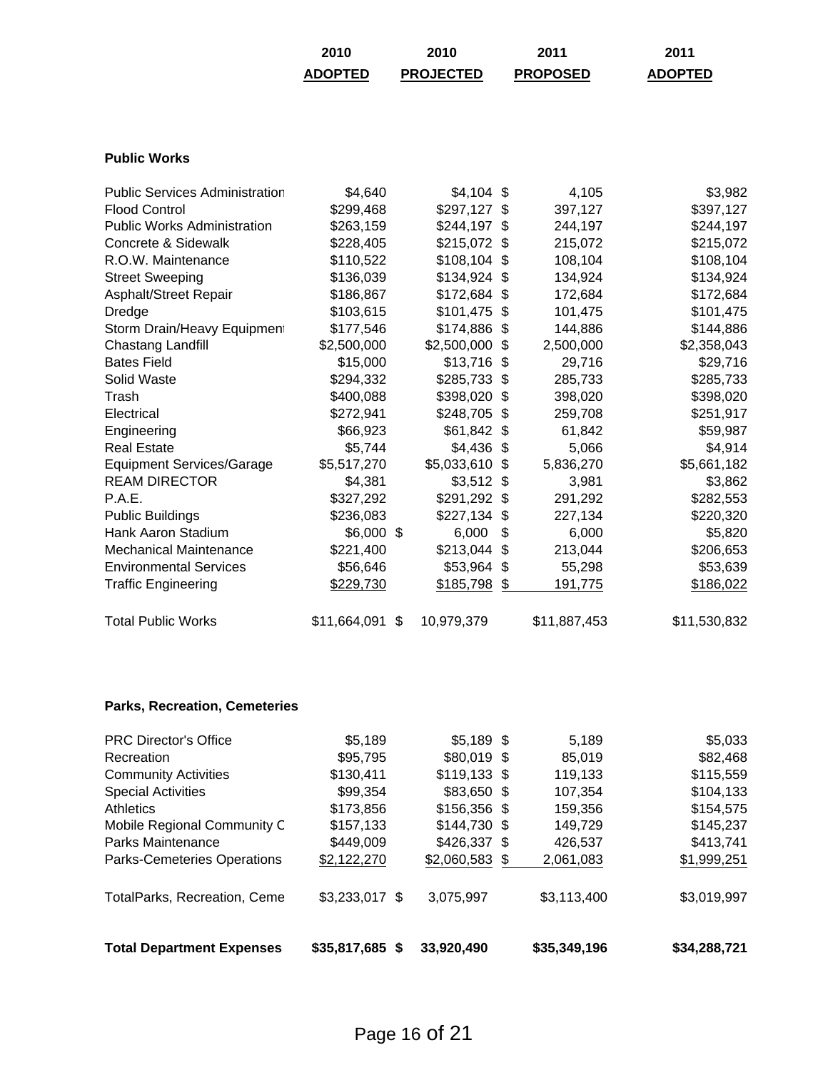| | 2010 ADOPTED | 2010 PROJECTED | 2011 PROPOSED | 2011 ADOPTED |
|---|---|---|---|---|
| **Public Works** | | | | |
| Public Services Administration | $4,640 | $4,104 | $ 4,105 | $3,982 |
| Flood Control | $299,468 | $297,127 | $ 397,127 | $397,127 |
| Public Works Administration | $263,159 | $244,197 | $ 244,197 | $244,197 |
| Concrete & Sidewalk | $228,405 | $215,072 | $ 215,072 | $215,072 |
| R.O.W. Maintenance | $110,522 | $108,104 | $ 108,104 | $108,104 |
| Street Sweeping | $136,039 | $134,924 | $ 134,924 | $134,924 |
| Asphalt/Street Repair | $186,867 | $172,684 | $ 172,684 | $172,684 |
| Dredge | $103,615 | $101,475 | $ 101,475 | $101,475 |
| Storm Drain/Heavy Equipment | $177,546 | $174,886 | $ 144,886 | $144,886 |
| Chastang Landfill | $2,500,000 | $2,500,000 | $ 2,500,000 | $2,358,043 |
| Bates Field | $15,000 | $13,716 | $ 29,716 | $29,716 |
| Solid Waste | $294,332 | $285,733 | $ 285,733 | $285,733 |
| Trash | $400,088 | $398,020 | $ 398,020 | $398,020 |
| Electrical | $272,941 | $248,705 | $ 259,708 | $251,917 |
| Engineering | $66,923 | $61,842 | $ 61,842 | $59,987 |
| Real Estate | $5,744 | $4,436 | $ 5,066 | $4,914 |
| Equipment Services/Garage | $5,517,270 | $5,033,610 | $ 5,836,270 | $5,661,182 |
| REAM DIRECTOR | $4,381 | $3,512 | $ 3,981 | $3,862 |
| P.A.E. | $327,292 | $291,292 | $ 291,292 | $282,553 |
| Public Buildings | $236,083 | $227,134 | $ 227,134 | $220,320 |
| Hank Aaron Stadium | $6,000 | $ 6,000 | $ 6,000 | $5,820 |
| Mechanical Maintenance | $221,400 | $213,044 | $ 213,044 | $206,653 |
| Environmental Services | $56,646 | $53,964 | $ 55,298 | $53,639 |
| Traffic Engineering | $229,730 | $185,798 | $ 191,775 | $186,022 |
| Total Public Works | $11,664,091 | $ 10,979,379 | $11,887,453 | $11,530,832 |
| **Parks, Recreation, Cemeteries** | | | | |
| PRC Director's Office | $5,189 | $5,189 | $ 5,189 | $5,033 |
| Recreation | $95,795 | $80,019 | $ 85,019 | $82,468 |
| Community Activities | $130,411 | $119,133 | $ 119,133 | $115,559 |
| Special Activities | $99,354 | $83,650 | $ 107,354 | $104,133 |
| Athletics | $173,856 | $156,356 | $ 159,356 | $154,575 |
| Mobile Regional Community C | $157,133 | $144,730 | $ 149,729 | $145,237 |
| Parks Maintenance | $449,009 | $426,337 | $ 426,537 | $413,741 |
| Parks-Cemeteries Operations | $2,122,270 | $2,060,583 | $ 2,061,083 | $1,999,251 |
| TotalParks, Recreation, Ceme | $3,233,017 | $ 3,075,997 | $3,113,400 | $3,019,997 |
| **Total Department Expenses** | **$35,817,685** | **$ 33,920,490** | **$35,349,196** | **$34,288,721** |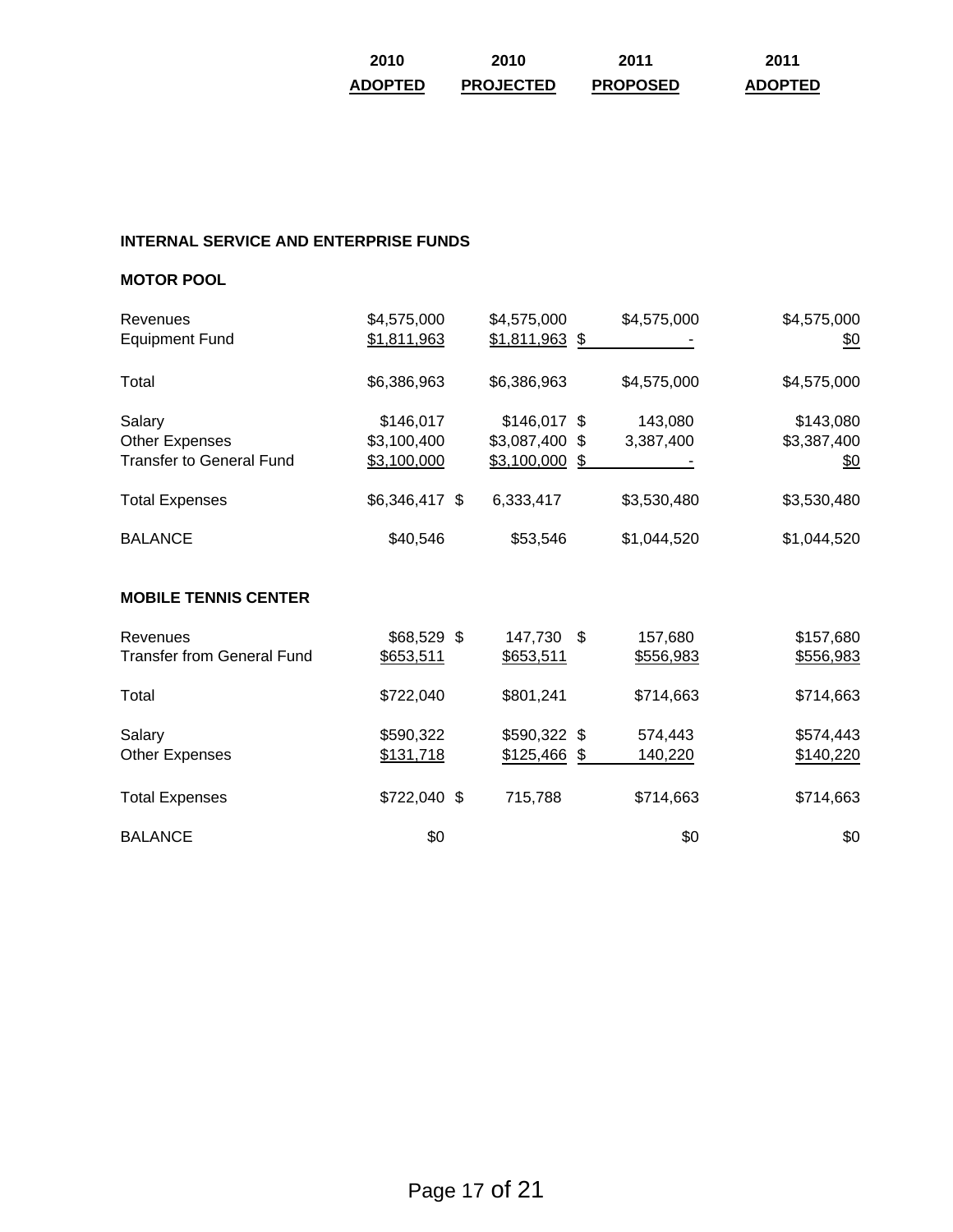| | 2010 ADOPTED | 2010 PROJECTED | 2011 PROPOSED | 2011 ADOPTED |
|---|---|---|---|---|

## INTERNAL SERVICE AND ENTERPRISE FUNDS

### MOTOR POOL

| | 2010 ADOPTED | 2010 PROJECTED | 2011 PROPOSED | 2011 ADOPTED |
|---|---|---|---|---|
| Revenues | $4,575,000 | $4,575,000 | $4,575,000 | $4,575,000 |
| Equipment Fund | $1,811,963 | $1,811,963 | $ - | $0 |
| Total | $6,386,963 | $6,386,963 | $4,575,000 | $4,575,000 |
| Salary | $146,017 | $146,017 | $ 143,080 | $143,080 |
| Other Expenses | $3,100,400 | $3,087,400 | $ 3,387,400 | $3,387,400 |
| Transfer to General Fund | $3,100,000 | $3,100,000 | $ - | $0 |
| Total Expenses | $6,346,417 | $ 6,333,417 | $3,530,480 | $3,530,480 |
| BALANCE | $40,546 | $53,546 | $1,044,520 | $1,044,520 |

### MOBILE TENNIS CENTER

| | 2010 ADOPTED | 2010 PROJECTED | 2011 PROPOSED | 2011 ADOPTED |
|---|---|---|---|---|
| Revenues | $68,529 | $ 147,730 | $ 157,680 | $157,680 |
| Transfer from General Fund | $653,511 | $653,511 | $556,983 | $556,983 |
| Total | $722,040 | $801,241 | $714,663 | $714,663 |
| Salary | $590,322 | $590,322 | $ 574,443 | $574,443 |
| Other Expenses | $131,718 | $125,466 | $ 140,220 | $140,220 |
| Total Expenses | $722,040 | $ 715,788 | $714,663 | $714,663 |
| BALANCE | $0 | | $0 | $0 |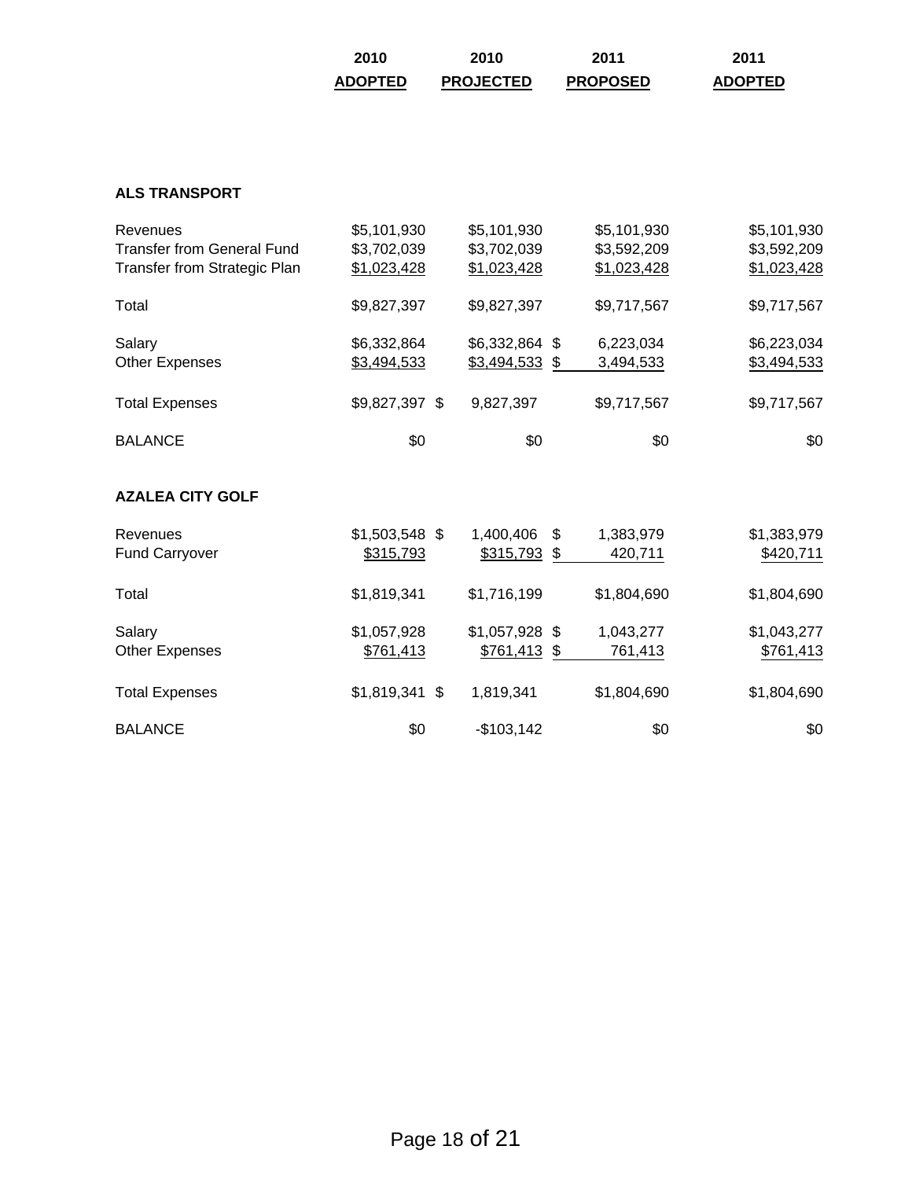| | 2010 ADOPTED | 2010 PROJECTED | 2011 PROPOSED | 2011 ADOPTED |
|---|---|---|---|---|
| **ALS TRANSPORT** | | | | |
| Revenues | $5,101,930 | $5,101,930 | $5,101,930 | $5,101,930 |
| Transfer from General Fund | $3,702,039 | $3,702,039 | $3,592,209 | $3,592,209 |
| Transfer from Strategic Plan | $1,023,428 | $1,023,428 | $1,023,428 | $1,023,428 |
| Total | $9,827,397 | $9,827,397 | $9,717,567 | $9,717,567 |
| Salary | $6,332,864 | $6,332,864 | $ 6,223,034 | $6,223,034 |
| Other Expenses | $3,494,533 | $3,494,533 | $ 3,494,533 | $3,494,533 |
| Total Expenses | $9,827,397 | $ 9,827,397 | $9,717,567 | $9,717,567 |
| BALANCE | $0 | $0 | $0 | $0 |
| **AZALEA CITY GOLF** | | | | |
| Revenues | $1,503,548 | $ 1,400,406 | $ 1,383,979 | $1,383,979 |
| Fund Carryover | $315,793 | $315,793 | $ 420,711 | $420,711 |
| Total | $1,819,341 | $1,716,199 | $1,804,690 | $1,804,690 |
| Salary | $1,057,928 | $1,057,928 | $ 1,043,277 | $1,043,277 |
| Other Expenses | $761,413 | $761,413 | $ 761,413 | $761,413 |
| Total Expenses | $1,819,341 | $ 1,819,341 | $1,804,690 | $1,804,690 |
| BALANCE | $0 | -$103,142 | $0 | $0 |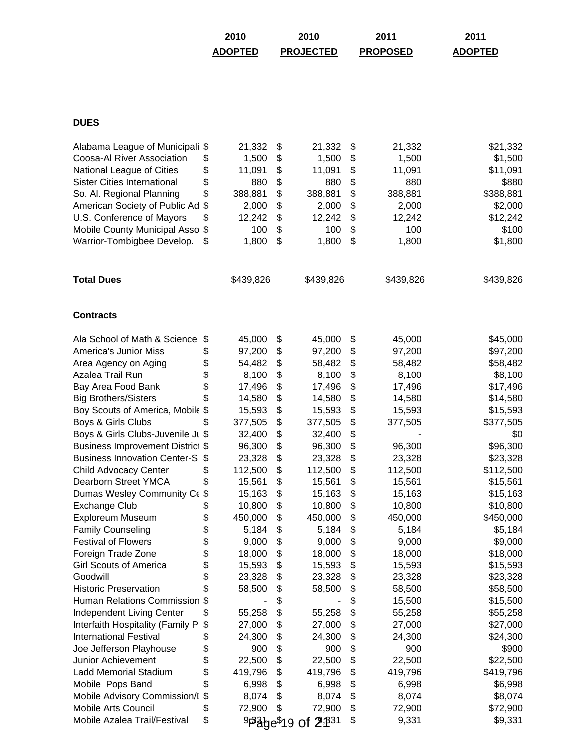| | 2010 ADOPTED | 2010 PROJECTED | 2011 PROPOSED | 2011 ADOPTED |
|---|---|---|---|---|
| **DUES** | | | | |
| Alabama League of Municipali | $ 21,332 | $ 21,332 | $ 21,332 | $21,332 |
| Coosa-Al River Association | $ 1,500 | $ 1,500 | $ 1,500 | $1,500 |
| National League of Cities | $ 11,091 | $ 11,091 | $ 11,091 | $11,091 |
| Sister Cities International | $ 880 | $ 880 | $ 880 | $880 |
| So. Al. Regional Planning | $ 388,881 | $ 388,881 | $ 388,881 | $388,881 |
| American Society of Public Ad | $ 2,000 | $ 2,000 | $ 2,000 | $2,000 |
| U.S. Conference of Mayors | $ 12,242 | $ 12,242 | $ 12,242 | $12,242 |
| Mobile County Municipal Asso | $ 100 | $ 100 | $ 100 | $100 |
| Warrior-Tombigbee Develop. | $ 1,800 | $ 1,800 | $ 1,800 | $1,800 |
| **Total Dues** | $439,826 | $439,826 | $439,826 | $439,826 |
| **Contracts** | | | | |
| Ala School of Math & Science | $ 45,000 | $ 45,000 | $ 45,000 | $45,000 |
| America's Junior Miss | $ 97,200 | $ 97,200 | $ 97,200 | $97,200 |
| Area Agency on Aging | $ 54,482 | $ 58,482 | $ 58,482 | $58,482 |
| Azalea Trail Run | $ 8,100 | $ 8,100 | $ 8,100 | $8,100 |
| Bay Area Food Bank | $ 17,496 | $ 17,496 | $ 17,496 | $17,496 |
| Big Brothers/Sisters | $ 14,580 | $ 14,580 | $ 14,580 | $14,580 |
| Boy Scouts of America, Mobile | $ 15,593 | $ 15,593 | $ 15,593 | $15,593 |
| Boys & Girls Clubs | $ 377,505 | $ 377,505 | $ 377,505 | $377,505 |
| Boys & Girls Clubs-Juvenile Ju | $ 32,400 | $ 32,400 | $ - | $0 |
| Business Improvement District | $ 96,300 | $ 96,300 | $ 96,300 | $96,300 |
| Business Innovation Center-S | $ 23,328 | $ 23,328 | $ 23,328 | $23,328 |
| Child Advocacy Center | $ 112,500 | $ 112,500 | $ 112,500 | $112,500 |
| Dearborn Street YMCA | $ 15,561 | $ 15,561 | $ 15,561 | $15,561 |
| Dumas Wesley Community Ce | $ 15,163 | $ 15,163 | $ 15,163 | $15,163 |
| Exchange Club | $ 10,800 | $ 10,800 | $ 10,800 | $10,800 |
| Exploreum Museum | $ 450,000 | $ 450,000 | $ 450,000 | $450,000 |
| Family Counseling | $ 5,184 | $ 5,184 | $ 5,184 | $5,184 |
| Festival of Flowers | $ 9,000 | $ 9,000 | $ 9,000 | $9,000 |
| Foreign Trade Zone | $ 18,000 | $ 18,000 | $ 18,000 | $18,000 |
| Girl Scouts of America | $ 15,593 | $ 15,593 | $ 15,593 | $15,593 |
| Goodwill | $ 23,328 | $ 23,328 | $ 23,328 | $23,328 |
| Historic Preservation | $ 58,500 | $ 58,500 | $ 58,500 | $58,500 |
| Human Relations Commission | $ - | $ - | $ 15,500 | $15,500 |
| Independent Living Center | $ 55,258 | $ 55,258 | $ 55,258 | $55,258 |
| Interfaith Hospitality (Family P | $ 27,000 | $ 27,000 | $ 27,000 | $27,000 |
| International Festival | $ 24,300 | $ 24,300 | $ 24,300 | $24,300 |
| Joe Jefferson Playhouse | $ 900 | $ 900 | $ 900 | $900 |
| Junior Achievement | $ 22,500 | $ 22,500 | $ 22,500 | $22,500 |
| Ladd Memorial Stadium | $ 419,796 | $ 419,796 | $ 419,796 | $419,796 |
| Mobile Pops Band | $ 6,998 | $ 6,998 | $ 6,998 | $6,998 |
| Mobile Advisory Commission/I | $ 8,074 | $ 8,074 | $ 8,074 | $8,074 |
| Mobile Arts Council | $ 72,900 | $ 72,900 | $ 72,900 | $72,900 |
| Mobile Azalea Trail/Festival | $ 9,331 | $ 9,331 | $ 9,331 | $9,331 |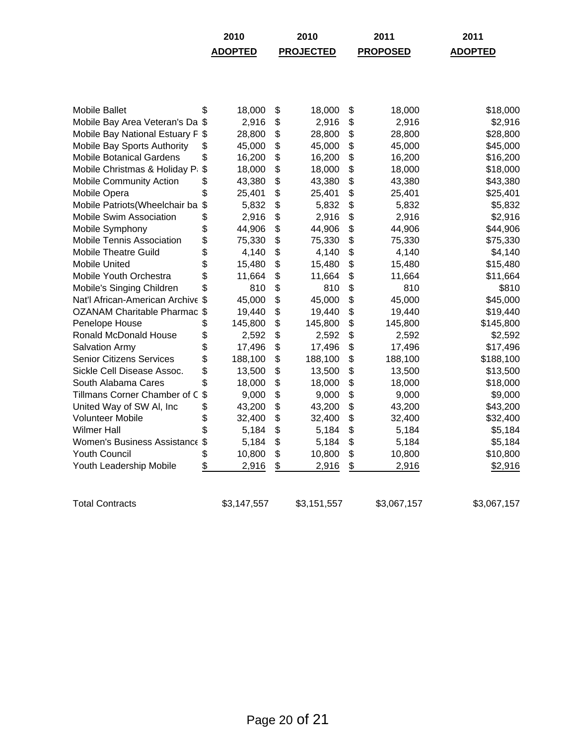|  | 2010 ADOPTED | 2010 PROJECTED | 2011 PROPOSED | 2011 ADOPTED |
|---|---|---|---|---|
| Mobile Ballet | $ 18,000 | $ 18,000 | $ 18,000 | $18,000 |
| Mobile Bay Area Veteran's Da | $ 2,916 | $ 2,916 | $ 2,916 | $2,916 |
| Mobile Bay National Estuary F | $ 28,800 | $ 28,800 | $ 28,800 | $28,800 |
| Mobile Bay Sports Authority | $ 45,000 | $ 45,000 | $ 45,000 | $45,000 |
| Mobile Botanical Gardens | $ 16,200 | $ 16,200 | $ 16,200 | $16,200 |
| Mobile Christmas & Holiday P | $ 18,000 | $ 18,000 | $ 18,000 | $18,000 |
| Mobile Community Action | $ 43,380 | $ 43,380 | $ 43,380 | $43,380 |
| Mobile Opera | $ 25,401 | $ 25,401 | $ 25,401 | $25,401 |
| Mobile Patriots(Wheelchair ba | $ 5,832 | $ 5,832 | $ 5,832 | $5,832 |
| Mobile Swim Association | $ 2,916 | $ 2,916 | $ 2,916 | $2,916 |
| Mobile Symphony | $ 44,906 | $ 44,906 | $ 44,906 | $44,906 |
| Mobile Tennis Association | $ 75,330 | $ 75,330 | $ 75,330 | $75,330 |
| Mobile Theatre Guild | $ 4,140 | $ 4,140 | $ 4,140 | $4,140 |
| Mobile United | $ 15,480 | $ 15,480 | $ 15,480 | $15,480 |
| Mobile Youth Orchestra | $ 11,664 | $ 11,664 | $ 11,664 | $11,664 |
| Mobile's Singing Children | $ 810 | $ 810 | $ 810 | $810 |
| Nat'l African-American Archive | $ 45,000 | $ 45,000 | $ 45,000 | $45,000 |
| OZANAM Charitable Pharmac | $ 19,440 | $ 19,440 | $ 19,440 | $19,440 |
| Penelope House | $ 145,800 | $ 145,800 | $ 145,800 | $145,800 |
| Ronald McDonald House | $ 2,592 | $ 2,592 | $ 2,592 | $2,592 |
| Salvation Army | $ 17,496 | $ 17,496 | $ 17,496 | $17,496 |
| Senior Citizens Services | $ 188,100 | $ 188,100 | $ 188,100 | $188,100 |
| Sickle Cell Disease Assoc. | $ 13,500 | $ 13,500 | $ 13,500 | $13,500 |
| South Alabama Cares | $ 18,000 | $ 18,000 | $ 18,000 | $18,000 |
| Tillmans Corner Chamber of C | $ 9,000 | $ 9,000 | $ 9,000 | $9,000 |
| United Way of SW Al, Inc | $ 43,200 | $ 43,200 | $ 43,200 | $43,200 |
| Volunteer Mobile | $ 32,400 | $ 32,400 | $ 32,400 | $32,400 |
| Wilmer Hall | $ 5,184 | $ 5,184 | $ 5,184 | $5,184 |
| Women's Business Assistance | $ 5,184 | $ 5,184 | $ 5,184 | $5,184 |
| Youth Council | $ 10,800 | $ 10,800 | $ 10,800 | $10,800 |
| Youth Leadership Mobile | $ 2,916 | $ 2,916 | $ 2,916 | $2,916 |
| Total Contracts | $3,147,557 | $3,151,557 | $3,067,157 | $3,067,157 |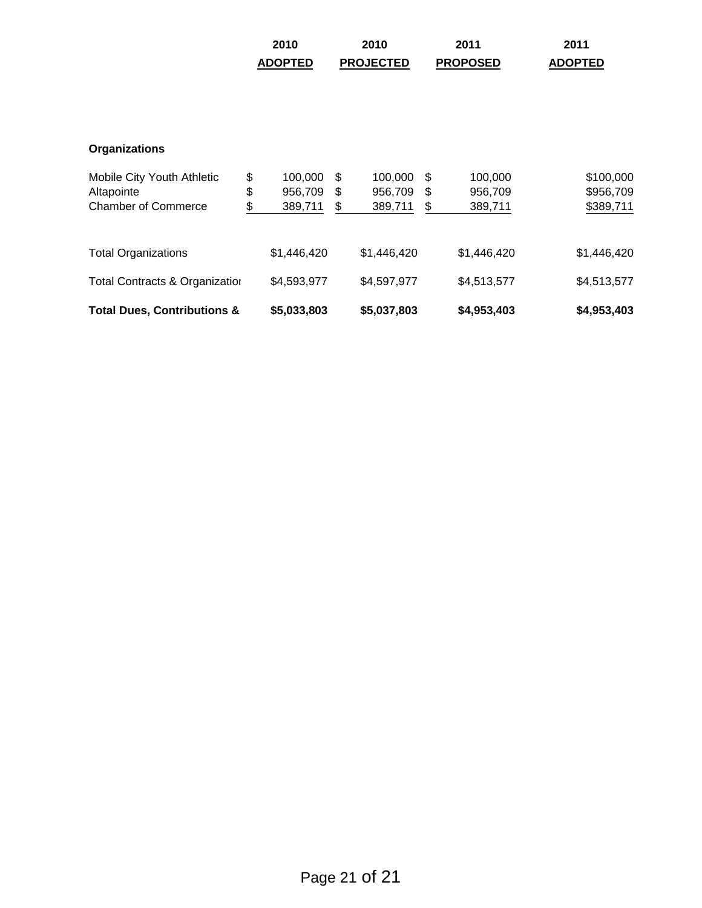| | 2010 ADOPTED | 2010 PROJECTED | 2011 PROPOSED | 2011 ADOPTED |
|---|---|---|---|---|
| **Organizations** | | | | |
| Mobile City Youth Athletic | $ 100,000 | $ 100,000 | $ 100,000 | $100,000 |
| Altapointe | $ 956,709 | $ 956,709 | $ 956,709 | $956,709 |
| Chamber of Commerce | $ 389,711 | $ 389,711 | $ 389,711 | $389,711 |
| Total Organizations | $1,446,420 | $1,446,420 | $1,446,420 | $1,446,420 |
| Total Contracts & Organizatior | $4,593,977 | $4,597,977 | $4,513,577 | $4,513,577 |
| **Total Dues, Contributions &** | **$5,033,803** | **$5,037,803** | **$4,953,403** | **$4,953,403** |